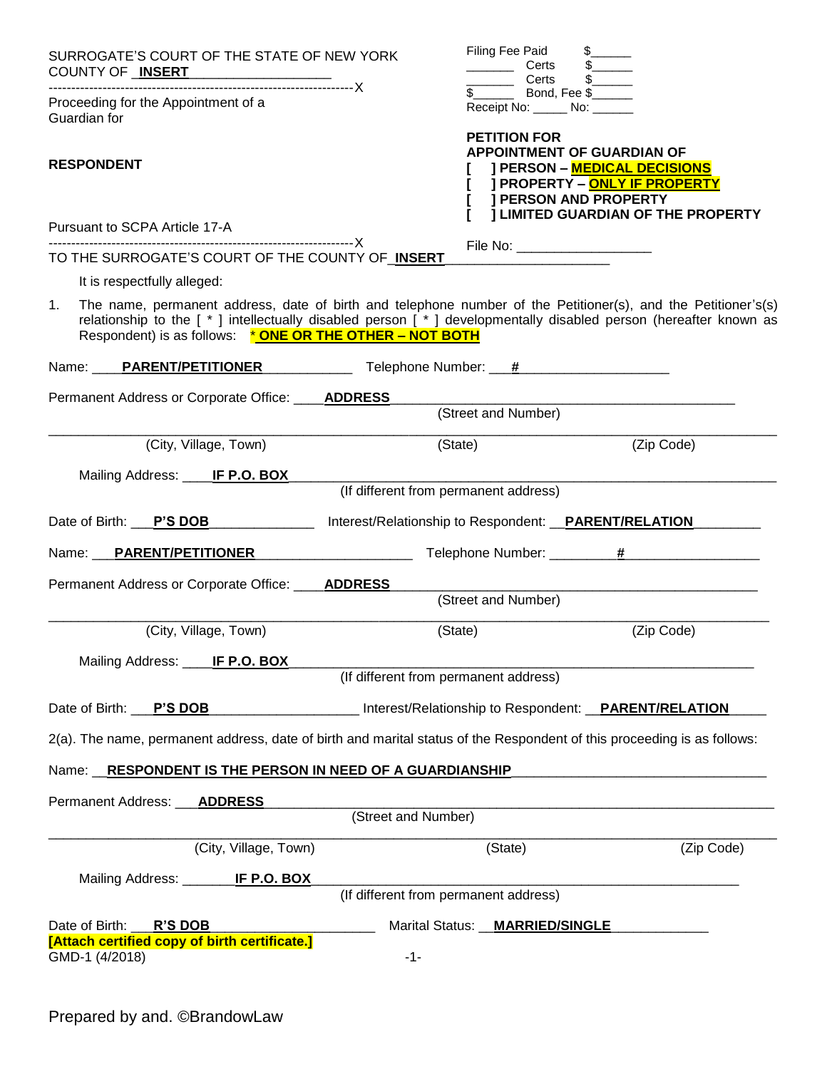SURROGATE'S COURT OF THE STATE OF NEW YORK
COUNTY OF **INSERT**

Proceeding for the Appointment of a Guardian for

**RESPONDENT**

Pursuant to SCPA Article 17-A

Filing Fee Paid $______
_______ Certs $______
_______ Certs $______
$______ Bond, Fee $______
Receipt No: _____ No: ______

**PETITION FOR APPOINTMENT OF GUARDIAN OF**

**[ ] PERSON – MEDICAL DECISIONS**
**[ ] PROPERTY – ONLY IF PROPERTY**
**[ ] PERSON AND PROPERTY**
**[ ] LIMITED GUARDIAN OF THE PROPERTY**

File No: __________________

TO THE SURROGATE'S COURT OF THE COUNTY OF **INSERT**

It is respectfully alleged:

1. The name, permanent address, date of birth and telephone number of the Petitioner(s), and the Petitioner's(s) relationship to the [ * ] intellectually disabled person [ * ] developmentally disabled person (hereafter known as Respondent) is as follows: * **ONE OR THE OTHER – NOT BOTH**

Name: **PARENT/PETITIONER** Telephone Number: **#**

Permanent Address or Corporate Office: **ADDRESS**
(Street and Number)

(City, Village, Town) (State) (Zip Code)

Mailing Address: **IF P.O. BOX**
(If different from permanent address)

Date of Birth: **P'S DOB** Interest/Relationship to Respondent: **PARENT/RELATION**

Name: **PARENT/PETITIONER** Telephone Number: **#**

Permanent Address or Corporate Office: **ADDRESS**
(Street and Number)

(City, Village, Town) (State) (Zip Code)

Mailing Address: **IF P.O. BOX**
(If different from permanent address)

Date of Birth: **P'S DOB** Interest/Relationship to Respondent: **PARENT/RELATION**

2(a). The name, permanent address, date of birth and marital status of the Respondent of this proceeding is as follows:

Name: **RESPONDENT IS THE PERSON IN NEED OF A GUARDIANSHIP**

Permanent Address: **ADDRESS**
(Street and Number)

(City, Village, Town) (State) (Zip Code)

Mailing Address: **IF P.O. BOX**
(If different from permanent address)

Date of Birth: **R'S DOB** Marital Status: **MARRIED/SINGLE**

**[Attach certified copy of birth certificate.]**

GMD-1 (4/2018)

Prepared by and. ©BrandowLaw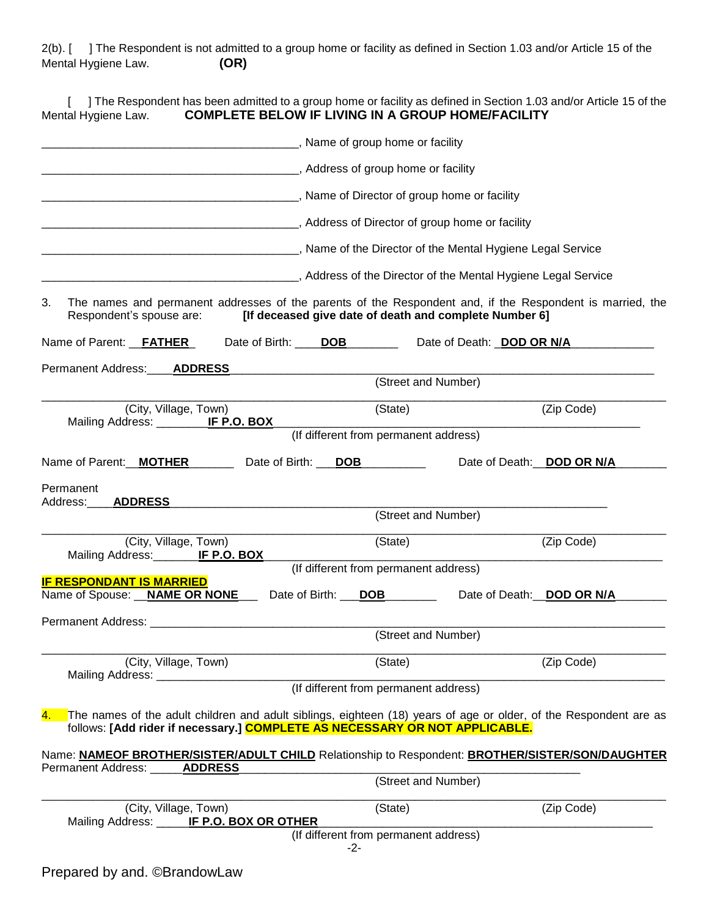2(b). [ ] The Respondent is not admitted to a group home or facility as defined in Section 1.03 and/or Article 15 of the Mental Hygiene Law. **(OR)**

[ ] The Respondent has been admitted to a group home or facility as defined in Section 1.03 and/or Article 15 of the Mental Hygiene Law. **COMPLETE BELOW IF LIVING IN A GROUP HOME/FACILITY**

________________________________________, Name of group home or facility

________________________________________, Address of group home or facility

________________________________________, Name of Director of group home or facility

________________________________________, Address of Director of group home or facility

________________________________________, Name of the Director of the Mental Hygiene Legal Service

________________________________________, Address of the Director of the Mental Hygiene Legal Service

3. The names and permanent addresses of the parents of the Respondent and, if the Respondent is married, the Respondent's spouse are: **[If deceased give date of death and complete Number 6]**

Name of Parent: __**FATHER**_ Date of Birth: ____**DOB**________ Date of Death: _**DOD OR N/A**_____________

Permanent Address:____**ADDRESS**_______________________________________________________________
(Street and Number)

_____________________________________________________________________________________________
(City, Village, Town) (State) (Zip Code)
Mailing Address: ________**IF P.O. BOX**___________________________________________________________
(If different from permanent address)

Name of Parent:__**MOTHER**_______ Date of Birth: ___**DOB**__________ Date of Death:__**DOD OR N/A**________

Permanent Address:____**ADDRESS**_______________________________________________________________
(Street and Number)

_____________________________________________________________________________________________
(City, Village, Town) (State) (Zip Code)
Mailing Address:_______**IF P.O. BOX**____________________________________________________________
(If different from permanent address)

**IF RESPONDANT IS MARRIED**
Name of Spouse: __**NAME OR NONE**___ Date of Birth: ___**DOB**________ Date of Death:__**DOD OR N/A**________

Permanent Address: ___________________________________________________________________________
(Street and Number)

_____________________________________________________________________________________________
(City, Village, Town) (State) (Zip Code)
Mailing Address: _____________________________________________________________________________
(If different from permanent address)

4. The names of the adult children and adult siblings, eighteen (18) years of age or older, of the Respondent are as follows: **[Add rider if necessary.] COMPLETE AS NECESSARY OR NOT APPLICABLE.**

Name: **NAMEOF BROTHER/SISTER/ADULT CHILD** Relationship to Respondent: **BROTHER/SISTER/SON/DAUGHTER**
Permanent Address: _____**ADDRESS**____________________________________________________________
(Street and Number)

_____________________________________________________________________________________________
(City, Village, Town) (State) (Zip Code)
Mailing Address: _____**IF P.O. BOX OR OTHER**_________________________________________________
(If different from permanent address)

Prepared by and. ©BrandowLaw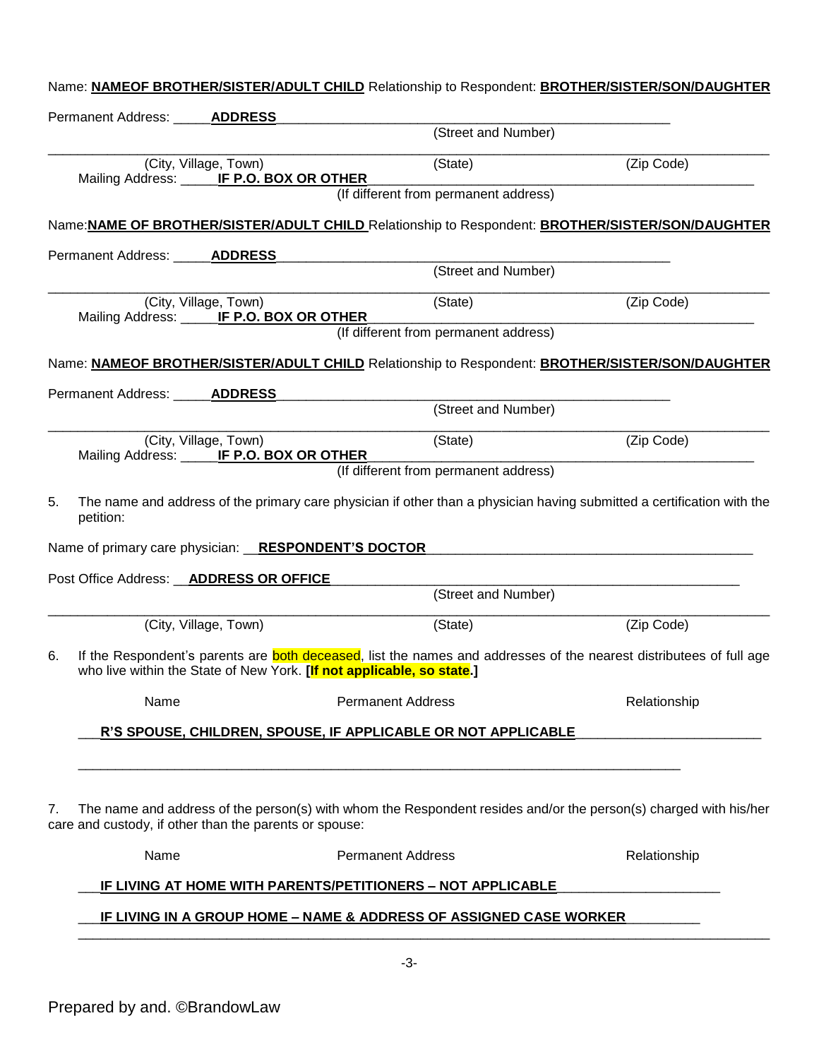Name: **NAMEOF BROTHER/SISTER/ADULT CHILD** Relationship to Respondent: **BROTHER/SISTER/SON/DAUGHTER**

Permanent Address: _____**ADDRESS**_______________________________________________
(Street and Number)

_____________________________________________________________________________
(City, Village, Town) (State) (Zip Code)

Mailing Address: _____**IF P.O. BOX OR OTHER**_______________________________________
(If different from permanent address)

Name: **NAME OF BROTHER/SISTER/ADULT CHILD** Relationship to Respondent: **BROTHER/SISTER/SON/DAUGHTER**

Permanent Address: _____**ADDRESS**_______________________________________________
(Street and Number)

_____________________________________________________________________________
(City, Village, Town) (State) (Zip Code)

Mailing Address: _____**IF P.O. BOX OR OTHER**_______________________________________
(If different from permanent address)

Name: **NAMEOF BROTHER/SISTER/ADULT CHILD** Relationship to Respondent: **BROTHER/SISTER/SON/DAUGHTER**

Permanent Address: _____**ADDRESS**_______________________________________________
(Street and Number)

_____________________________________________________________________________
(City, Village, Town) (State) (Zip Code)

Mailing Address: _____**IF P.O. BOX OR OTHER**_______________________________________
(If different from permanent address)

5. The name and address of the primary care physician if other than a physician having submitted a certification with the petition:

Name of primary care physician: __**RESPONDENT'S DOCTOR**_________________________________

Post Office Address: __**ADDRESS OR OFFICE**_____________________________________________
(Street and Number)

_____________________________________________________________________________
(City, Village, Town) (State) (Zip Code)

6. If the Respondent's parents are both deceased, list the names and addresses of the nearest distributees of full age who live within the State of New York. **[If not applicable, so state.]**

Name | Permanent Address | Relationship

___**R'S SPOUSE, CHILDREN, SPOUSE, IF APPLICABLE OR NOT APPLICABLE**_____________________

_____________________________________________________________________________

7. The name and address of the person(s) with whom the Respondent resides and/or the person(s) charged with his/her care and custody, if other than the parents or spouse:

Name | Permanent Address | Relationship

___**IF LIVING AT HOME WITH PARENTS/PETITIONERS – NOT APPLICABLE**_____________________

___**IF LIVING IN A GROUP HOME – NAME & ADDRESS OF ASSIGNED CASE WORKER**__________

_____________________________________________________________________________

Prepared by and. ©BrandowLaw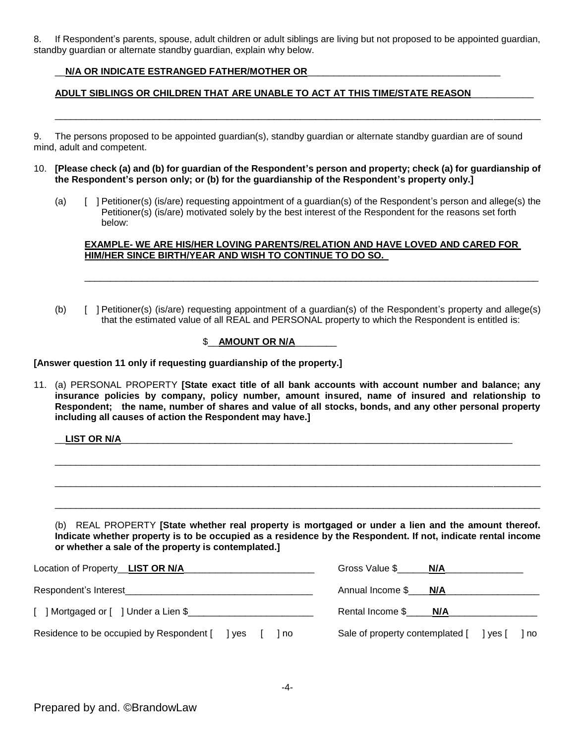8. If Respondent's parents, spouse, adult children or adult siblings are living but not proposed to be appointed guardian, standby guardian or alternate standby guardian, explain why below.

__**N/A OR INDICATE ESTRANGED FATHER/MOTHER OR**____________________________________

**ADULT SIBLINGS OR CHILDREN THAT ARE UNABLE TO ACT AT THIS TIME/STATE REASON**____________

_____________________________________________________________________________________

9. The persons proposed to be appointed guardian(s), standby guardian or alternate standby guardian are of sound mind, adult and competent.

10. **[Please check (a) and (b) for guardian of the Respondent's person and property; check (a) for guardianship of the Respondent's person only; or (b) for the guardianship of the Respondent's property only.]**

(a) [ ] Petitioner(s) (is/are) requesting appointment of a guardian(s) of the Respondent's person and allege(s) the Petitioner(s) (is/are) motivated solely by the best interest of the Respondent for the reasons set forth below:

**EXAMPLE- WE ARE HIS/HER LOVING PARENTS/RELATION AND HAVE LOVED AND CARED FOR HIM/HER SINCE BIRTH/YEAR AND WISH TO CONTINUE TO DO SO.**

_____________________________________________________________________________________

(b) [ ] Petitioner(s) (is/are) requesting appointment of a guardian(s) of the Respondent's property and allege(s) that the estimated value of all REAL and PERSONAL property to which the Respondent is entitled is:

$__**AMOUNT OR N/A**________

**[Answer question 11 only if requesting guardianship of the property.]**

11. (a) PERSONAL PROPERTY **[State exact title of all bank accounts with account number and balance; any insurance policies by company, policy number, amount insured, name of insured and relationship to Respondent; the name, number of shares and value of all stocks, bonds, and any other personal property including all causes of action the Respondent may have.]**

__**LIST OR N/A**________________________________________________________________________

_____________________________________________________________________________________

_____________________________________________________________________________________

_____________________________________________________________________________________

(b) REAL PROPERTY **[State whether real property is mortgaged or under a lien and the amount thereof. Indicate whether property is to be occupied as a residence by the Respondent. If not, indicate rental income or whether a sale of the property is contemplated.]**

Location of Property__**LIST OR N/A**__________________________ Gross Value $______**N/A**_______________

Respondent's Interest_____________________________________ Annual Income $____**N/A**__________________

[ ] Mortgaged or [ ] Under a Lien $_________________________ Rental Income $_____**N/A**_________________

Residence to be occupied by Respondent [ ] yes [ ] no Sale of property contemplated [ ] yes [ ] no

Prepared by and. ©BrandowLaw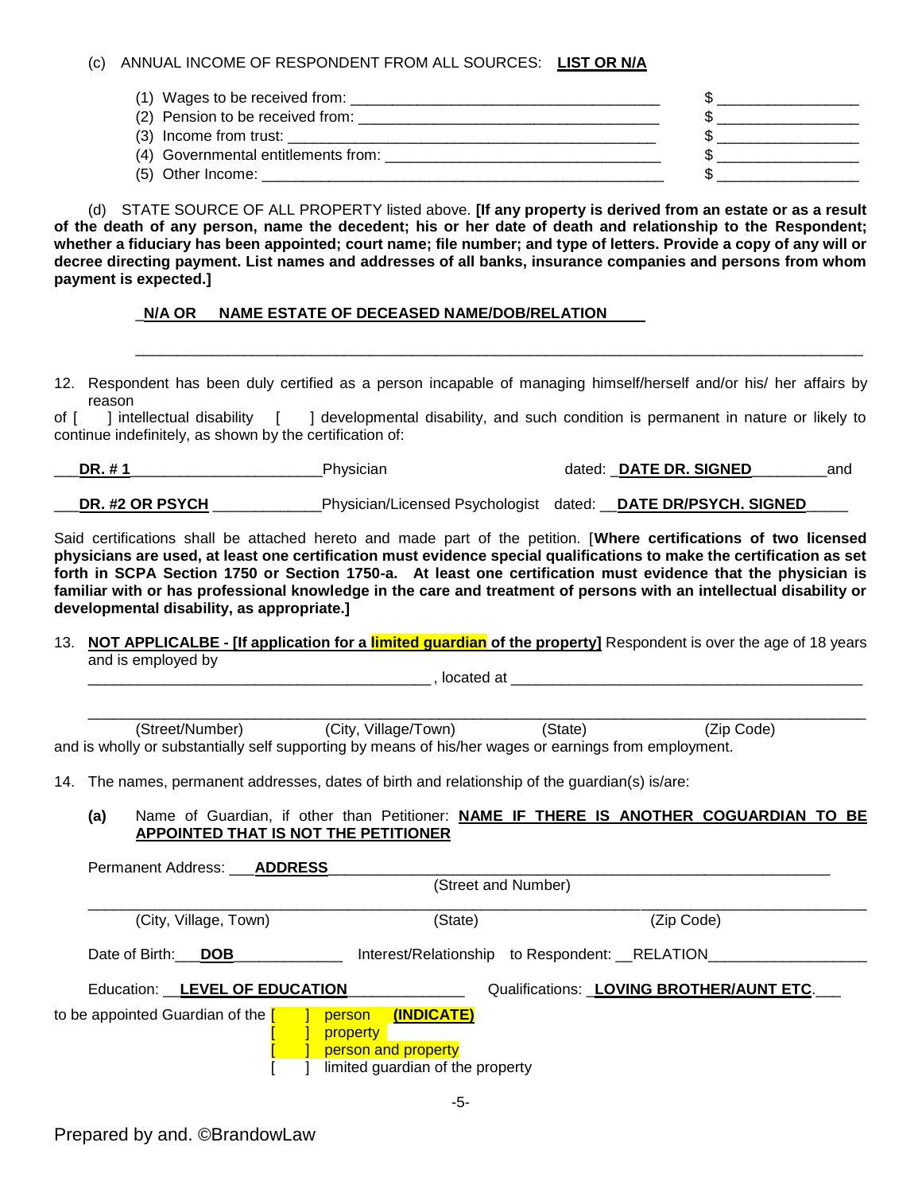(c) ANNUAL INCOME OF RESPONDENT FROM ALL SOURCES: **LIST OR N/A**

(1) Wages to be received from: _____________________________________ $ ________________
(2) Pension to be received from: ____________________________________ $ ________________
(3) Income from trust: ____________________________________________ $ ________________
(4) Governmental entitlements from: _________________________________ $ ________________
(5) Other Income: ________________________________________________ $ ________________

(d) STATE SOURCE OF ALL PROPERTY listed above. **[If any property is derived from an estate or as a result of the death of any person, name the decedent; his or her date of death and relationship to the Respondent; whether a fiduciary has been appointed; court name; file number; and type of letters. Provide a copy of any will or decree directing payment. List names and addresses of all banks, insurance companies and persons from whom payment is expected.]**

_**N/A OR NAME ESTATE OF DECEASED NAME/DOB/RELATION**_

_____________________________________________________________________________________

12. Respondent has been duly certified as a person incapable of managing himself/herself and/or his/ her affairs by reason of [ ] intellectual disability [ ] developmental disability, and such condition is permanent in nature or likely to continue indefinitely, as shown by the certification of:

___**DR. # 1**______________________Physician dated: _**DATE DR. SIGNED**_________and

___**DR. #2 OR PSYCH** _____________Physician/Licensed Psychologist dated: __**DATE DR/PSYCH. SIGNED**_____

Said certifications shall be attached hereto and made part of the petition. [**Where certifications of two licensed physicians are used, at least one certification must evidence special qualifications to make the certification as set forth in SCPA Section 1750 or Section 1750-a. At least one certification must evidence that the physician is familiar with or has professional knowledge in the care and treatment of persons with an intellectual disability or developmental disability, as appropriate.]**

13. **NOT APPLICALBE - [If application for a limited guardian of the property]** Respondent is over the age of 18 years and is employed by

_________________________________________ , located at ___________________________________________

_____________________________________________________________________________________
(Street/Number) (City, Village/Town) (State) (Zip Code)

and is wholly or substantially self supporting by means of his/her wages or earnings from employment.

14. The names, permanent addresses, dates of birth and relationship of the guardian(s) is/are:

**(a)** Name of Guardian, if other than Petitioner: **NAME IF THERE IS ANOTHER COGUARDIAN TO BE APPOINTED THAT IS NOT THE PETITIONER**

Permanent Address: ___**ADDRESS**_______________________________________________________________
(Street and Number)

_____________________________________________________________________________________
(City, Village, Town) (State) (Zip Code)

Date of Birth:___**DOB**_____________ Interest/Relationship to Respondent: __RELATION___________________

Education: __**LEVEL OF EDUCATION**______________ Qualifications: _**LOVING BROTHER/AUNT ETC**.___

to be appointed Guardian of the [ ] person **(INDICATE)**
[ ] property
[ ] person and property
[ ] limited guardian of the property

Prepared by and. ©BrandowLaw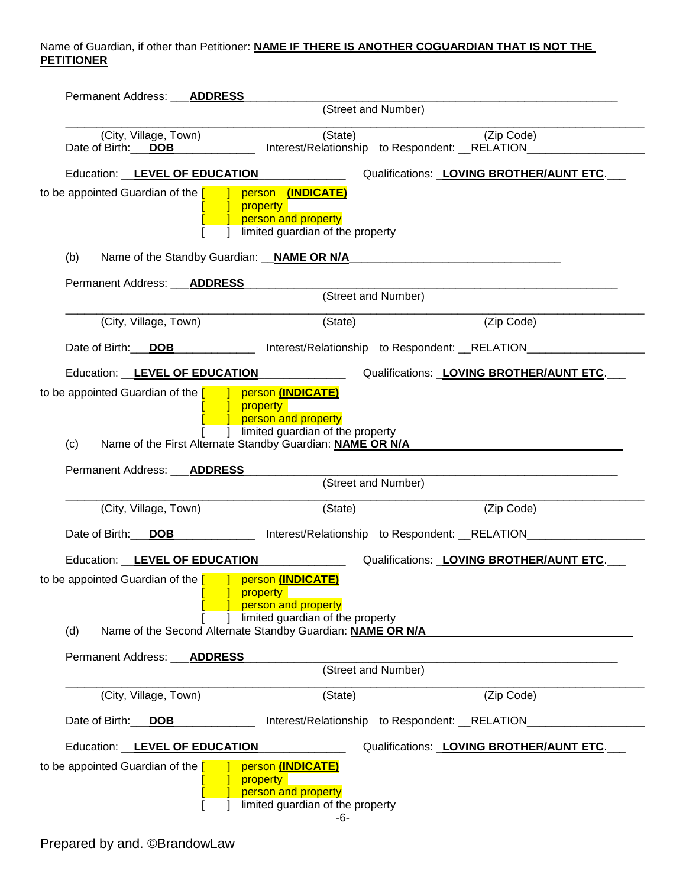Name of Guardian, if other than Petitioner: **NAME IF THERE IS ANOTHER COGUARDIAN THAT IS NOT THE PETITIONER**

Permanent Address: **ADDRESS**
(Street and Number)

(City, Village, Town) (State) (Zip Code)

Date of Birth: **DOB** Interest/Relationship to Respondent: RELATION

Education: **LEVEL OF EDUCATION** Qualifications: **LOVING BROTHER/AUNT ETC**.

to be appointed Guardian of the [ ] person **(INDICATE)**
[ ] property
[ ] person and property
[ ] limited guardian of the property

(b) Name of the Standby Guardian: **NAME OR N/A**

Permanent Address: **ADDRESS**
(Street and Number)

(City, Village, Town) (State) (Zip Code)

Date of Birth: **DOB** Interest/Relationship to Respondent: RELATION

Education: **LEVEL OF EDUCATION** Qualifications: **LOVING BROTHER/AUNT ETC**.

to be appointed Guardian of the [ ] person **(INDICATE)**
[ ] property
[ ] person and property
[ ] limited guardian of the property

(c) Name of the First Alternate Standby Guardian: **NAME OR N/A**

Permanent Address: **ADDRESS**
(Street and Number)

(City, Village, Town) (State) (Zip Code)

Date of Birth: **DOB** Interest/Relationship to Respondent: RELATION

Education: **LEVEL OF EDUCATION** Qualifications: **LOVING BROTHER/AUNT ETC**.

to be appointed Guardian of the [ ] person **(INDICATE)**
[ ] property
[ ] person and property
[ ] limited guardian of the property

(d) Name of the Second Alternate Standby Guardian: **NAME OR N/A**

Permanent Address: **ADDRESS**
(Street and Number)

(City, Village, Town) (State) (Zip Code)

Date of Birth: **DOB** Interest/Relationship to Respondent: RELATION

Education: **LEVEL OF EDUCATION** Qualifications: **LOVING BROTHER/AUNT ETC**.

to be appointed Guardian of the [ ] person **(INDICATE)**
[ ] property
[ ] person and property
[ ] limited guardian of the property

Prepared by and. ©BrandowLaw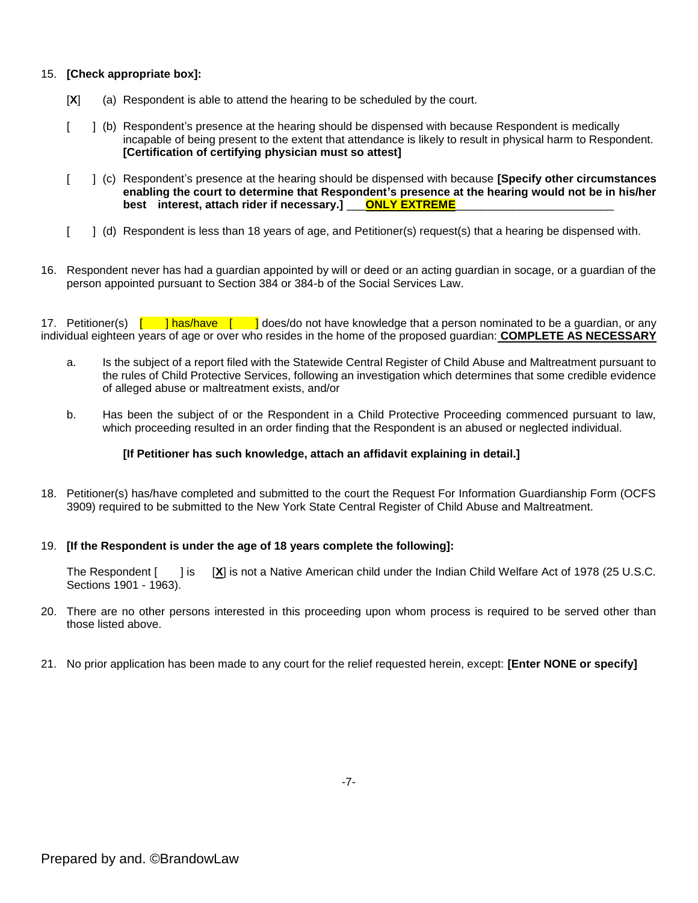15. **[Check appropriate box]:**

    [**X**] (a) Respondent is able to attend the hearing to be scheduled by the court.

    [ ] (b) Respondent's presence at the hearing should be dispensed with because Respondent is medically incapable of being present to the extent that attendance is likely to result in physical harm to Respondent. **[Certification of certifying physician must so attest]**

    [ ] (c) Respondent's presence at the hearing should be dispensed with because **[Specify other circumstances enabling the court to determine that Respondent's presence at the hearing would not be in his/her best interest, attach rider if necessary.]** ___**ONLY EXTREME**_________________________

    [ ] (d) Respondent is less than 18 years of age, and Petitioner(s) request(s) that a hearing be dispensed with.

16. Respondent never has had a guardian appointed by will or deed or an acting guardian in socage, or a guardian of the person appointed pursuant to Section 384 or 384-b of the Social Services Law.

17. Petitioner(s) [ ] has/have [ ] does/do not have knowledge that a person nominated to be a guardian, or any individual eighteen years of age or over who resides in the home of the proposed guardian: **COMPLETE AS NECESSARY**

    a. Is the subject of a report filed with the Statewide Central Register of Child Abuse and Maltreatment pursuant to the rules of Child Protective Services, following an investigation which determines that some credible evidence of alleged abuse or maltreatment exists, and/or

    b. Has been the subject of or the Respondent in a Child Protective Proceeding commenced pursuant to law, which proceeding resulted in an order finding that the Respondent is an abused or neglected individual.

    **[If Petitioner has such knowledge, attach an affidavit explaining in detail.]**

18. Petitioner(s) has/have completed and submitted to the court the Request For Information Guardianship Form (OCFS 3909) required to be submitted to the New York State Central Register of Child Abuse and Maltreatment.

19. **[If the Respondent is under the age of 18 years complete the following]:**

    The Respondent [ ] is [**X**] is not a Native American child under the Indian Child Welfare Act of 1978 (25 U.S.C. Sections 1901 - 1963).

20. There are no other persons interested in this proceeding upon whom process is required to be served other than those listed above.

21. No prior application has been made to any court for the relief requested herein, except: **[Enter NONE or specify]**

Prepared by and. ©BrandowLaw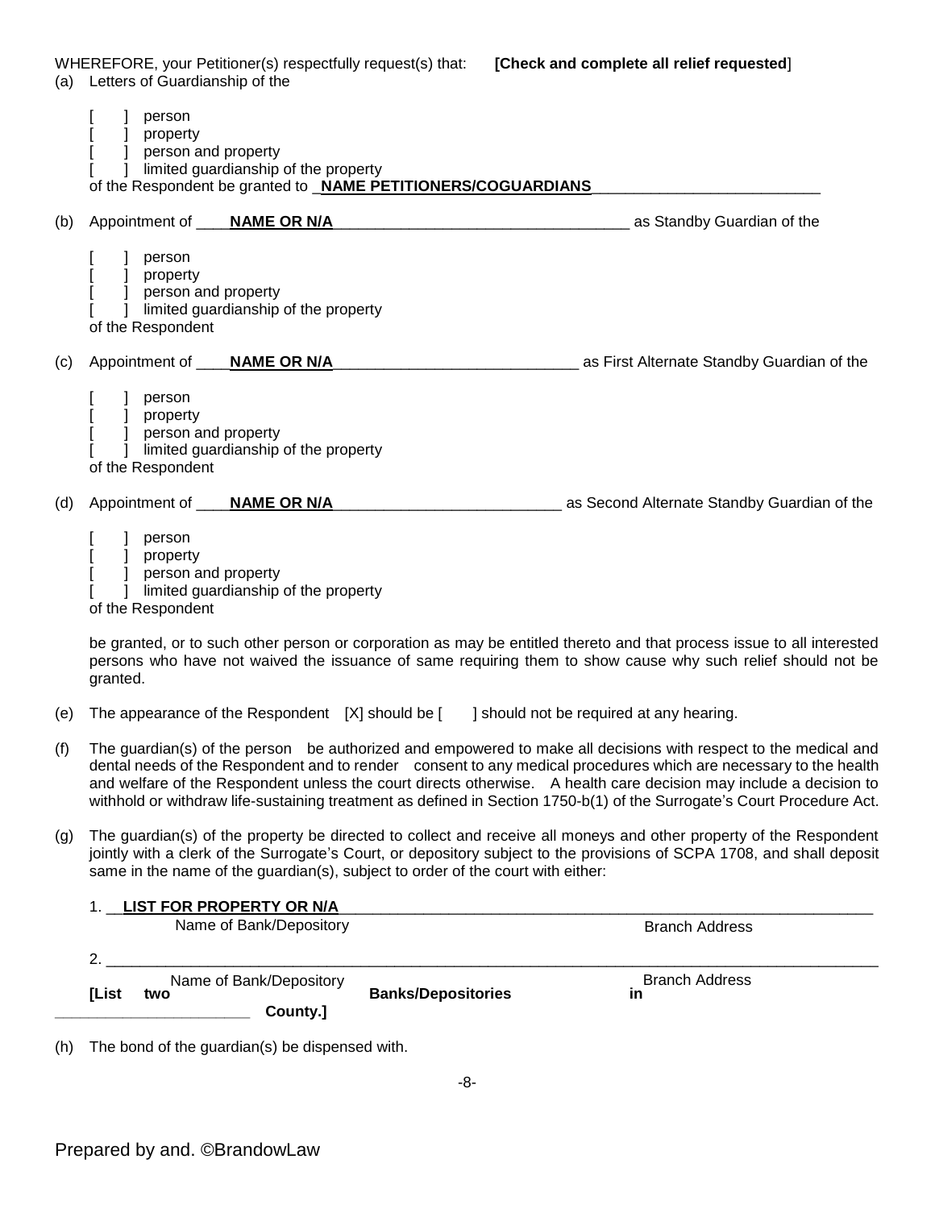WHEREFORE, your Petitioner(s) respectfully request(s) that: **[Check and complete all relief requested]**

(a) Letters of Guardianship of the

[ ] person
[ ] property
[ ] person and property
[ ] limited guardianship of the property

of the Respondent be granted to \_**NAME PETITIONERS/COGUARDIANS**\_\_\_\_\_\_\_\_\_\_\_\_\_\_\_\_\_\_\_\_\_\_\_\_\_\_\_

(b) Appointment of \_\_\_\_**NAME OR N/A**\_\_\_\_\_\_\_\_\_\_\_\_\_\_\_\_\_\_\_\_\_\_\_\_\_\_\_\_\_\_\_\_\_\_\_\_ as Standby Guardian of the

[ ] person
[ ] property
[ ] person and property
[ ] limited guardianship of the property

of the Respondent

(c) Appointment of \_\_\_\_**NAME OR N/A**\_\_\_\_\_\_\_\_\_\_\_\_\_\_\_\_\_\_\_\_\_\_\_\_\_\_\_\_\_ as First Alternate Standby Guardian of the

[ ] person
[ ] property
[ ] person and property
[ ] limited guardianship of the property

of the Respondent

(d) Appointment of \_\_\_\_**NAME OR N/A**\_\_\_\_\_\_\_\_\_\_\_\_\_\_\_\_\_\_\_\_\_\_\_\_\_\_\_ as Second Alternate Standby Guardian of the

[ ] person
[ ] property
[ ] person and property
[ ] limited guardianship of the property

of the Respondent

be granted, or to such other person or corporation as may be entitled thereto and that process issue to all interested persons who have not waived the issuance of same requiring them to show cause why such relief should not be granted.

(e) The appearance of the Respondent [X] should be [ ] should not be required at any hearing.

(f) The guardian(s) of the person be authorized and empowered to make all decisions with respect to the medical and dental needs of the Respondent and to render consent to any medical procedures which are necessary to the health and welfare of the Respondent unless the court directs otherwise. A health care decision may include a decision to withhold or withdraw life-sustaining treatment as defined in Section 1750-b(1) of the Surrogate's Court Procedure Act.

(g) The guardian(s) of the property be directed to collect and receive all moneys and other property of the Respondent jointly with a clerk of the Surrogate's Court, or depository subject to the provisions of SCPA 1708, and shall deposit same in the name of the guardian(s), subject to order of the court with either:

1. \_\_**LIST FOR PROPERTY OR N/A**\_\_\_\_\_\_\_\_\_\_\_\_\_\_\_\_\_\_\_\_\_\_\_\_\_\_\_\_\_\_\_\_\_\_\_\_\_\_\_\_\_\_\_\_\_\_\_\_\_\_\_\_\_\_\_\_\_\_\_
   Name of Bank/Depository — Branch Address

2. \_\_\_\_\_\_\_\_\_\_\_\_\_\_\_\_\_\_\_\_\_\_\_\_\_\_\_\_\_\_\_\_\_\_\_\_\_\_\_\_\_\_\_\_\_\_\_\_\_\_\_\_\_\_\_\_\_\_\_\_\_\_\_\_\_\_\_\_\_\_\_\_\_\_\_\_\_\_\_\_\_\_\_\_
   Name of Bank/Depository — Branch Address

**[List two Banks/Depositories in \_\_\_\_\_\_\_\_\_\_\_\_\_\_\_\_\_\_\_\_\_\_\_ County.]**

(h) The bond of the guardian(s) be dispensed with.

Prepared by and. ©BrandowLaw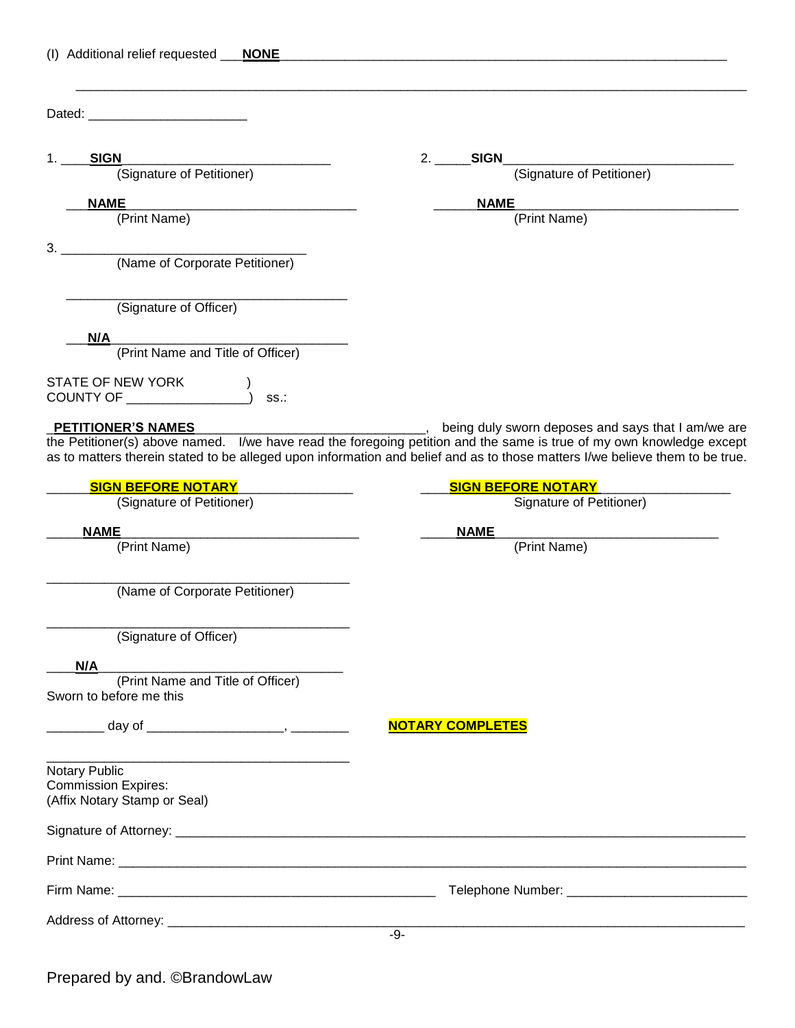(I) Additional relief requested ___**NONE**___________________________________________________________________

_____________________________________________________________________________________________

Dated: ______________________

1. ____**SIGN**______________________________
(Signature of Petitioner)

2. _____**SIGN**______________________________
(Signature of Petitioner)

___**NAME**________________________________
(Print Name)

______**NAME**_____________________________
(Print Name)

3. _________________________________
(Name of Corporate Petitioner)

_______________________________________
(Signature of Officer)

___**N/A**________________________________
(Print Name and Title of Officer)

STATE OF NEW YORK )
COUNTY OF _________________) ss.:

_**PETITIONER'S NAMES**______________________________, being duly sworn deposes and says that I am/we are the Petitioner(s) above named. I/we have read the foregoing petition and the same is true of my own knowledge except as to matters therein stated to be alleged upon information and belief and as to those matters I/we believe them to be true.

______**SIGN BEFORE NOTARY**_______________
(Signature of Petitioner)

____**SIGN BEFORE NOTARY**_________________
Signature of Petitioner)

_____**NAME**_________________________________
(Print Name)

_____**NAME**______________________________
(Print Name)

_________________________________________
(Name of Corporate Petitioner)

_________________________________________
(Signature of Officer)

____**N/A**________________________________
(Print Name and Title of Officer)

Sworn to before me this

________ day of ___________________, ________

**NOTARY COMPLETES**

_________________________________________
Notary Public
Commission Expires:
(Affix Notary Stamp or Seal)

Signature of Attorney: ___________________________________________________________________________

Print Name: _________________________________________________________________________________

Firm Name: ______________________________________________ Telephone Number: _________________________

Address of Attorney: _____________________________________________________________________________

Prepared by and. ©BrandowLaw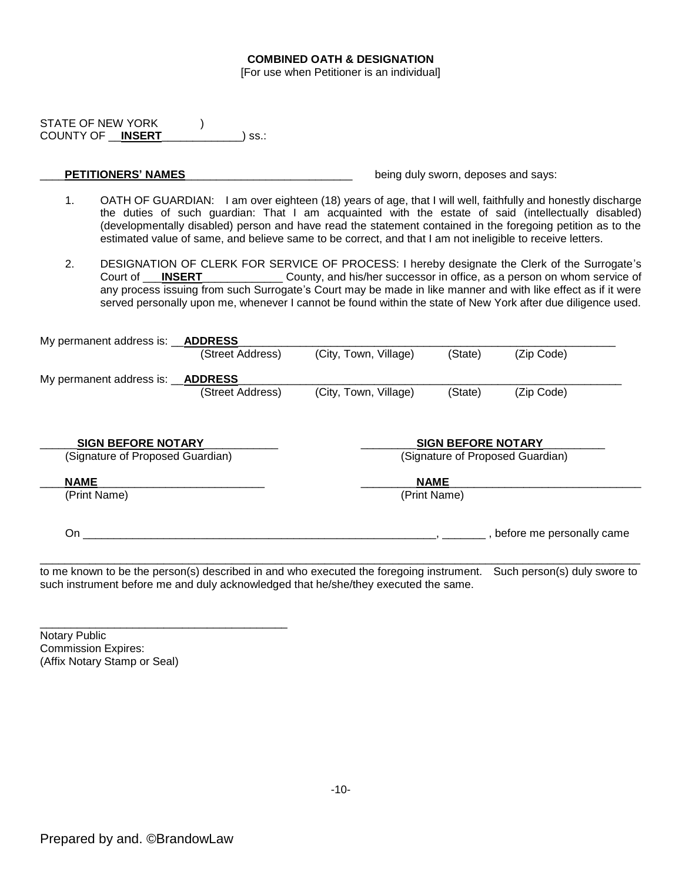**COMBINED OATH & DESIGNATION**

[For use when Petitioner is an individual]

STATE OF NEW YORK )
COUNTY OF __**INSERT**_____________) ss.:

____**PETITIONERS' NAMES**___________________________ being duly sworn, deposes and says:

1. OATH OF GUARDIAN: I am over eighteen (18) years of age, that I will well, faithfully and honestly discharge the duties of such guardian: That I am acquainted with the estate of said (intellectually disabled) (developmentally disabled) person and have read the statement contained in the foregoing petition as to the estimated value of same, and believe same to be correct, and that I am not ineligible to receive letters.

2. DESIGNATION OF CLERK FOR SERVICE OF PROCESS: I hereby designate the Clerk of the Surrogate's Court of ___**INSERT**_____________ County, and his/her successor in office, as a person on whom service of any process issuing from such Surrogate's Court may be made in like manner and with like effect as if it were served personally upon me, whenever I cannot be found within the state of New York after due diligence used.

My permanent address is: __**ADDRESS**_______________________________________________
(Street Address) (City, Town, Village) (State) (Zip Code)

My permanent address is: __**ADDRESS**_______________________________________________
(Street Address) (City, Town, Village) (State) (Zip Code)

______**SIGN BEFORE NOTARY**____________ _________**SIGN BEFORE NOTARY**__________
(Signature of Proposed Guardian) (Signature of Proposed Guardian)

____**NAME**____________________________ _________**NAME**_______________________________
(Print Name) (Print Name)

On ____________________________________________________________, _______ , before me personally came

_____________________________________________________________________________________________
to me known to be the person(s) described in and who executed the foregoing instrument. Such person(s) duly swore to such instrument before me and duly acknowledged that he/she/they executed the same.

_________________________________________
Notary Public
Commission Expires:
(Affix Notary Stamp or Seal)

Prepared by and. ©BrandowLaw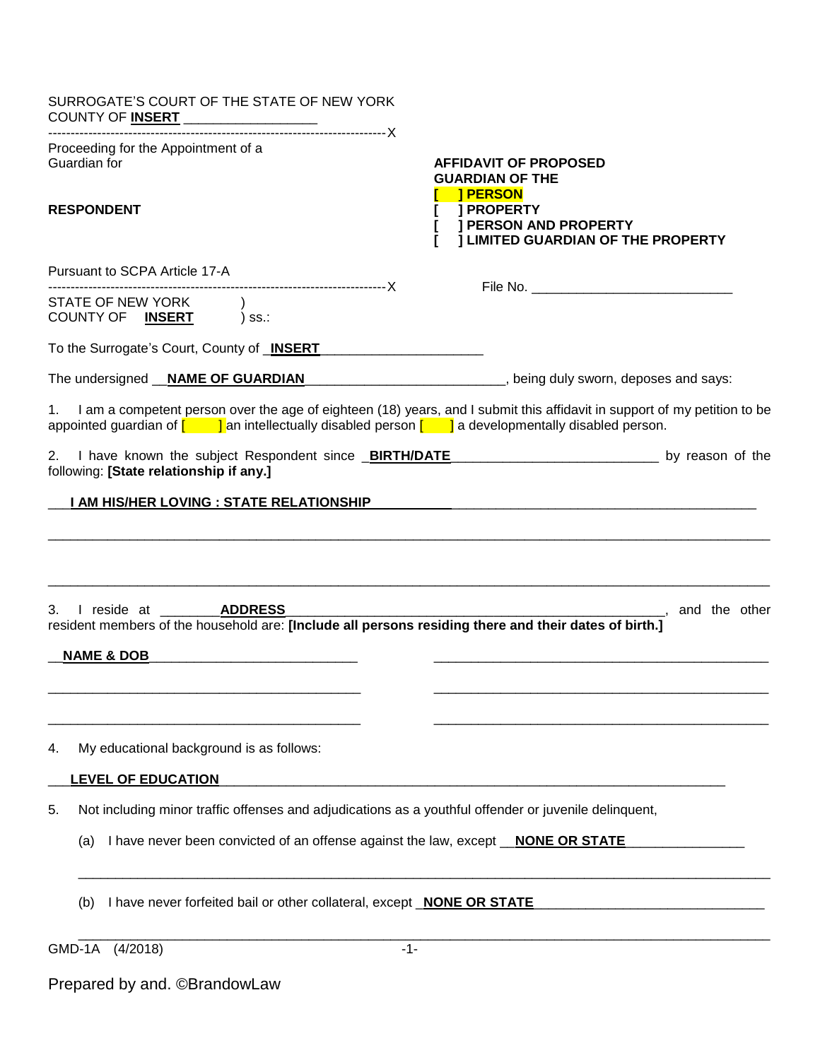SURROGATE'S COURT OF THE STATE OF NEW YORK
COUNTY OF **INSERT** ___________________

---------------------------------------------------------------------------X

Proceeding for the Appointment of a Guardian for

**RESPONDENT**

**AFFIDAVIT OF PROPOSED GUARDIAN OF THE**
**[ ] PERSON**
**[ ] PROPERTY**
**[ ] PERSON AND PROPERTY**
**[ ] LIMITED GUARDIAN OF THE PROPERTY**

Pursuant to SCPA Article 17-A

---------------------------------------------------------------------------X

File No. ___________________________

STATE OF NEW YORK )
COUNTY OF **INSERT** ) ss.:

To the Surrogate's Court, County of **INSERT**_______________________

The undersigned __**NAME OF GUARDIAN**___________________________, being duly sworn, deposes and says:

1. I am a competent person over the age of eighteen (18) years, and I submit this affidavit in support of my petition to be appointed guardian of [ ] an intellectually disabled person [ ] a developmentally disabled person.

2. I have known the subject Respondent since **BIRTH/DATE**____________________________ by reason of the following: **[State relationship if any.]**

___**I AM HIS/HER LOVING : STATE RELATIONSHIP**___________________________________________

_____________________________________________________________________________________

_____________________________________________________________________________________

3. I reside at ________**ADDRESS**______________________________________________________, and the other resident members of the household are: **[Include all persons residing there and their dates of birth.]**

__**NAME & DOB**____________________________ ___________________________________________

___________________________________________ ___________________________________________

___________________________________________ ___________________________________________

4. My educational background is as follows:

___**LEVEL OF EDUCATION**___________________________________________________________________

5. Not including minor traffic offenses and adjudications as a youthful offender or juvenile delinquent,

(a) I have never been convicted of an offense against the law, except __**NONE OR STATE**________________

_____________________________________________________________________________________

(b) I have never forfeited bail or other collateral, except _**NONE OR STATE**______________________________

_____________________________________________________________________________________

GMD-1A (4/2018)

Prepared by and. ©BrandowLaw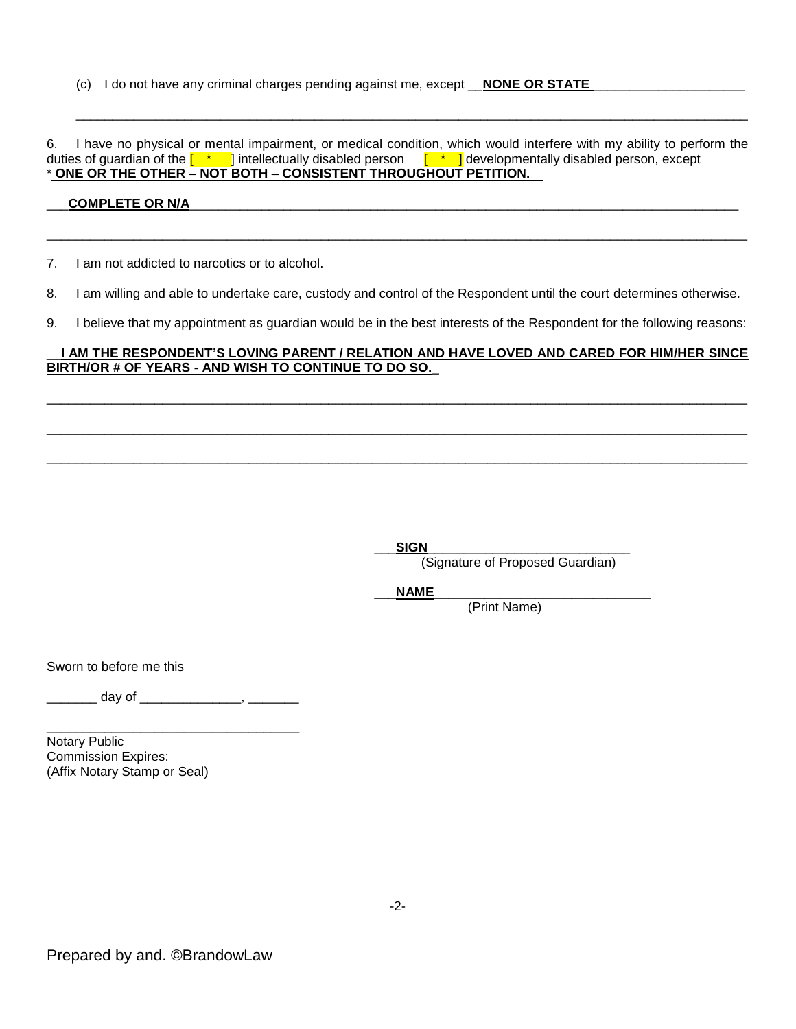(c) I do not have any criminal charges pending against me, except __**NONE OR STATE**______________________

_____________________________________________________________________________________________

6. I have no physical or mental impairment, or medical condition, which would interfere with my ability to perform the duties of guardian of the [ * ] intellectually disabled person [ * ] developmentally disabled person, except
* **ONE OR THE OTHER – NOT BOTH – CONSISTENT THROUGHOUT PETITION.**

__**COMPLETE OR N/A**_____________________________________________________________________________

_____________________________________________________________________________________________

7. I am not addicted to narcotics or to alcohol.

8. I am willing and able to undertake care, custody and control of the Respondent until the court determines otherwise.

9. I believe that my appointment as guardian would be in the best interests of the Respondent for the following reasons:

**I AM THE RESPONDENT'S LOVING PARENT / RELATION AND HAVE LOVED AND CARED FOR HIM/HER SINCE BIRTH/OR # OF YEARS - AND WISH TO CONTINUE TO DO SO.**

_____________________________________________________________________________________________

_____________________________________________________________________________________________

_____________________________________________________________________________________________

___**SIGN**____________________________
(Signature of Proposed Guardian)

___**NAME**______________________________
(Print Name)

Sworn to before me this

_______ day of ______________, _______

___________________________________
Notary Public
Commission Expires:
(Affix Notary Stamp or Seal)

Prepared by and. ©BrandowLaw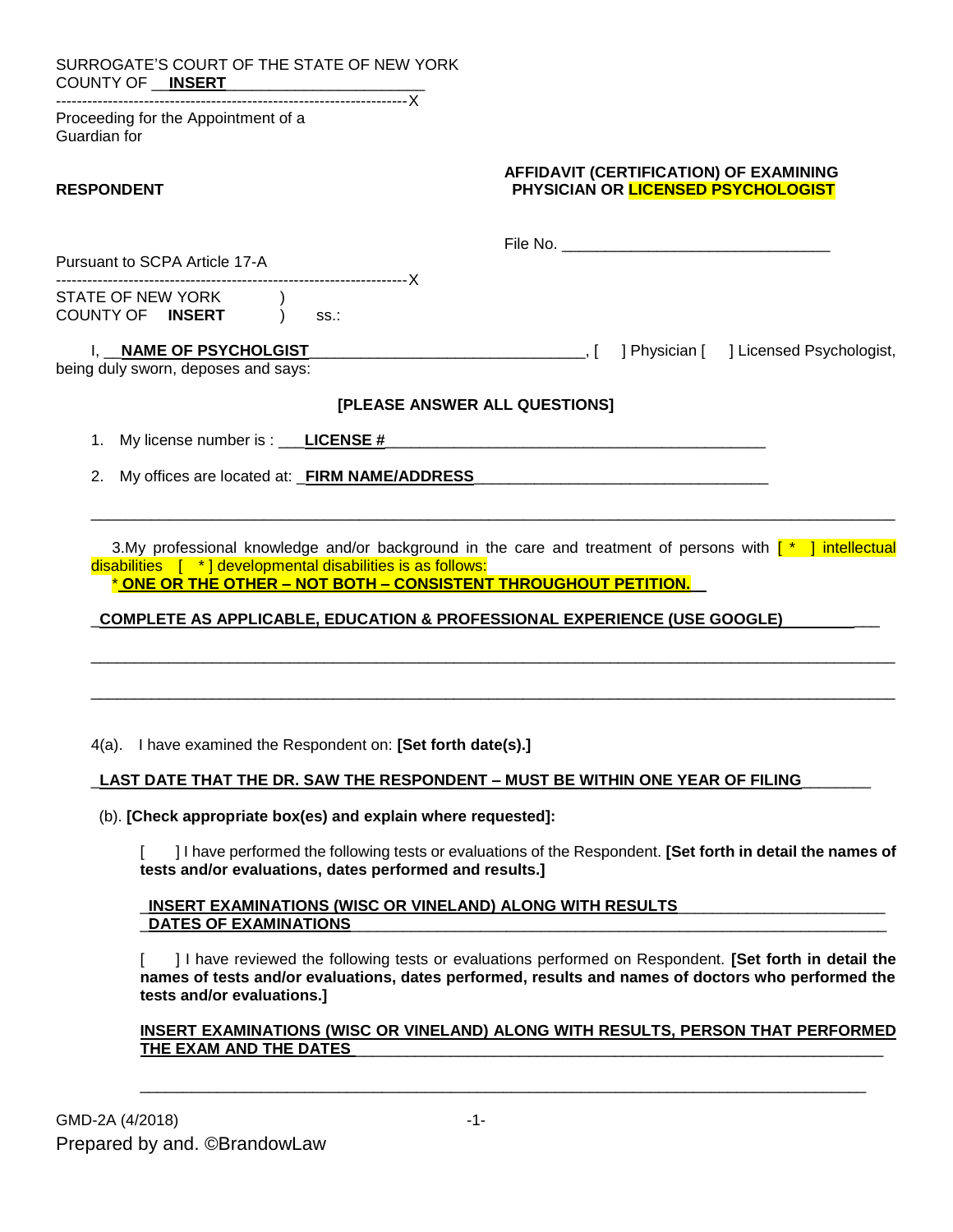SURROGATE'S COURT OF THE STATE OF NEW YORK
COUNTY OF __**INSERT**______________________

---------------------------------------------------------------------X

Proceeding for the Appointment of a
Guardian for

**RESPONDENT**

**AFFIDAVIT (CERTIFICATION) OF EXAMINING PHYSICIAN OR LICENSED PSYCHOLOGIST**

File No. ______________________________

Pursuant to SCPA Article 17-A

---------------------------------------------------------------------X

STATE OF NEW YORK )
COUNTY OF **INSERT** ) ss.:

I, __**NAME OF PSYCHOLGIST**______________________________, [ ] Physician [ ] Licensed Psychologist, being duly sworn, deposes and says:

**[PLEASE ANSWER ALL QUESTIONS]**

1. My license number is : ___**LICENSE #**__________________________________________

2. My offices are located at: _**FIRM NAME/ADDRESS**_________________________________

_____________________________________________________________________________________

3. My professional knowledge and/or background in the care and treatment of persons with [ * ] intellectual disabilities [ * ] developmental disabilities is as follows:
**\* ONE OR THE OTHER – NOT BOTH – CONSISTENT THROUGHOUT PETITION.**

_**COMPLETE AS APPLICABLE, EDUCATION & PROFESSIONAL EXPERIENCE (USE GOOGLE)**___________

_____________________________________________________________________________________

_____________________________________________________________________________________

4(a). I have examined the Respondent on: **[Set forth date(s).]**

_**LAST DATE THAT THE DR. SAW THE RESPONDENT – MUST BE WITHIN ONE YEAR OF FILING**________

(b). **[Check appropriate box(es) and explain where requested]:**

[ ] I have performed the following tests or evaluations of the Respondent. **[Set forth in detail the names of tests and/or evaluations, dates performed and results.]**

_**INSERT EXAMINATIONS (WISC OR VINELAND) ALONG WITH RESULTS**_________________________
_**DATES OF EXAMINATIONS**_____________________________________________________

[ ] I have reviewed the following tests or evaluations performed on Respondent. **[Set forth in detail the names of tests and/or evaluations, dates performed, results and names of doctors who performed the tests and/or evaluations.]**

**INSERT EXAMINATIONS (WISC OR VINELAND) ALONG WITH RESULTS, PERSON THAT PERFORMED THE EXAM AND THE DATES**_____________________________________________

_____________________________________________________________________________________

GMD-2A (4/2018)

Prepared by and. ©BrandowLaw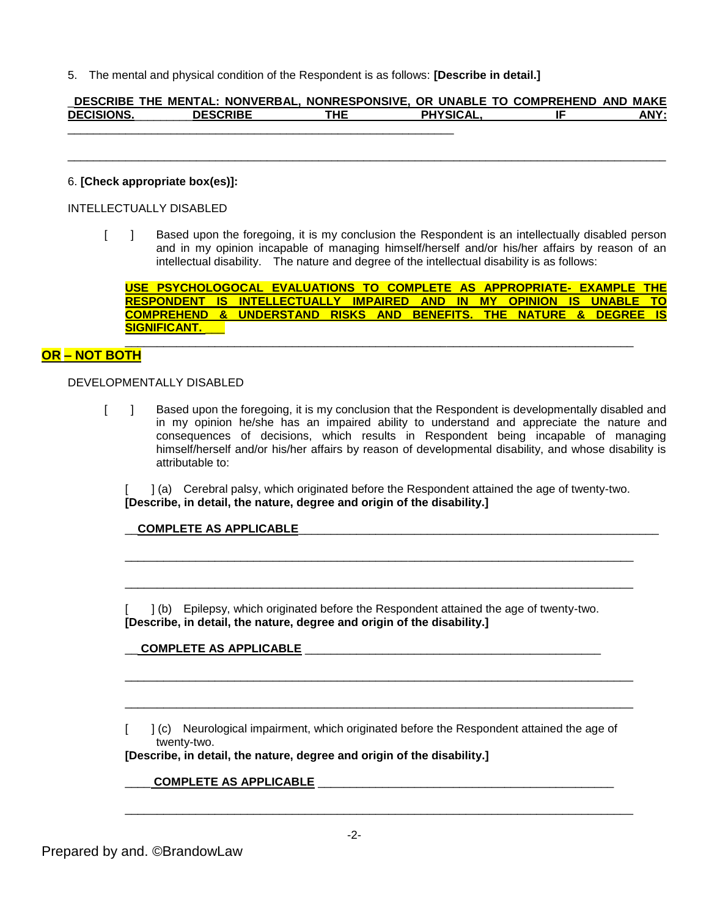5. The mental and physical condition of the Respondent is as follows: **[Describe in detail.]**

**DESCRIBE THE MENTAL: NONVERBAL, NONRESPONSIVE, OR UNABLE TO COMPREHEND AND MAKE DECISIONS. DESCRIBE THE PHYSICAL, IF ANY:** ____________________________________________________________

_____________________________________________________________________________________

6. **[Check appropriate box(es)]:**

INTELLECTUALLY DISABLED

[ ] Based upon the foregoing, it is my conclusion the Respondent is an intellectually disabled person and in my opinion incapable of managing himself/herself and/or his/her affairs by reason of an intellectual disability. The nature and degree of the intellectual disability is as follows:

**USE PSYCHOLOGOCAL EVALUATIONS TO COMPLETE AS APPROPRIATE- EXAMPLE THE RESPONDENT IS INTELLECTUALLY IMPAIRED AND IN MY OPINION IS UNABLE TO COMPREHEND & UNDERSTAND RISKS AND BENEFITS. THE NATURE & DEGREE IS SIGNIFICANT.**

_____________________________________________________________________________________

**OR – NOT BOTH**

DEVELOPMENTALLY DISABLED

[ ] Based upon the foregoing, it is my conclusion that the Respondent is developmentally disabled and in my opinion he/she has an impaired ability to understand and appreciate the nature and consequences of decisions, which results in Respondent being incapable of managing himself/herself and/or his/her affairs by reason of developmental disability, and whose disability is attributable to:

[ ] (a) Cerebral palsy, which originated before the Respondent attained the age of twenty-two. **[Describe, in detail, the nature, degree and origin of the disability.]**

**COMPLETE AS APPLICABLE** ____________________________________________________________

_____________________________________________________________________________________

_____________________________________________________________________________________

[ ] (b) Epilepsy, which originated before the Respondent attained the age of twenty-two. **[Describe, in detail, the nature, degree and origin of the disability.]**

**COMPLETE AS APPLICABLE** ____________________________________________________________

_____________________________________________________________________________________

_____________________________________________________________________________________

[ ] (c) Neurological impairment, which originated before the Respondent attained the age of twenty-two.
**[Describe, in detail, the nature, degree and origin of the disability.]**

**COMPLETE AS APPLICABLE** ____________________________________________________________

_____________________________________________________________________________________

Prepared by and. ©BrandowLaw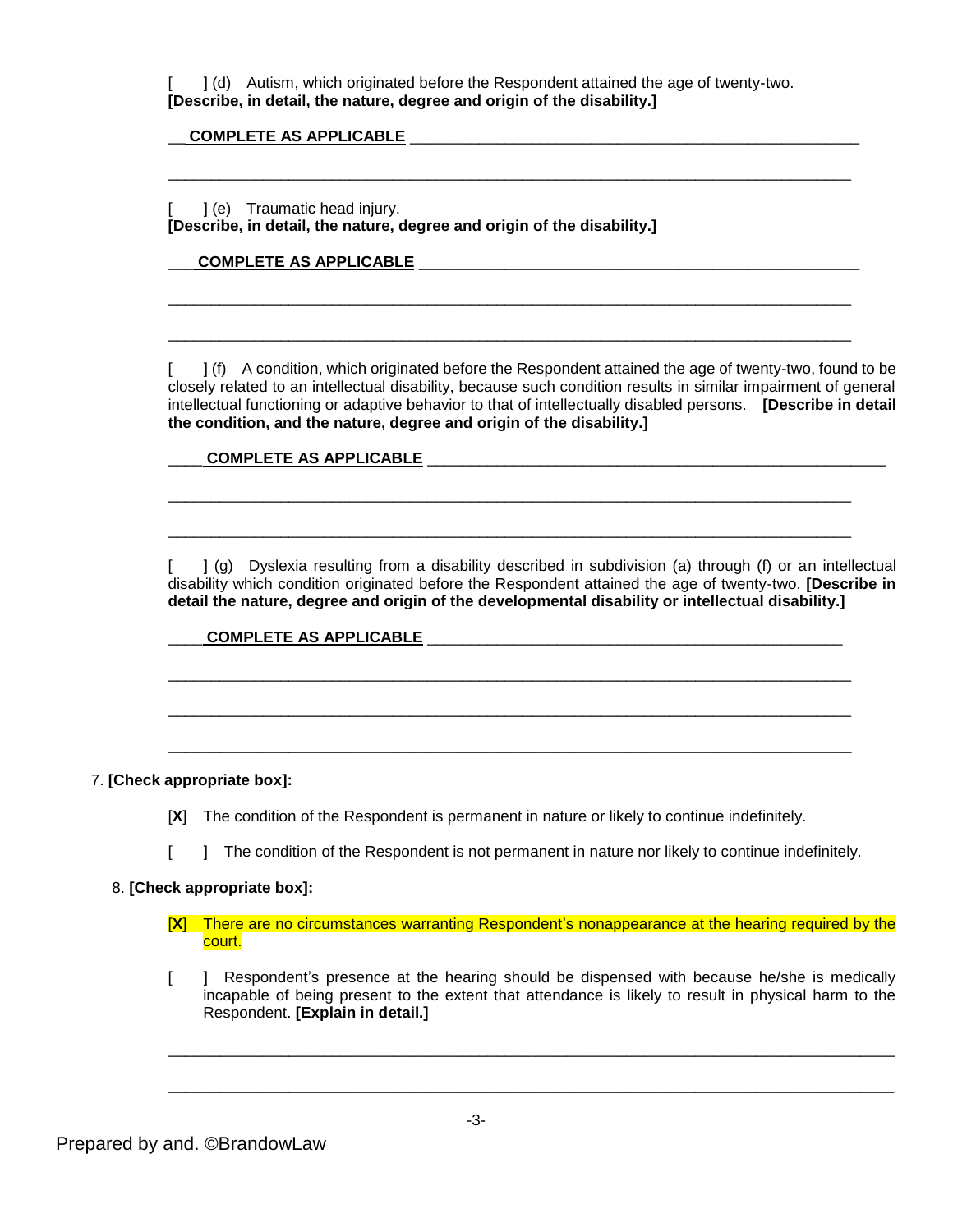[ ] (d) Autism, which originated before the Respondent attained the age of twenty-two. **[Describe, in detail, the nature, degree and origin of the disability.]**

__**COMPLETE AS APPLICABLE** ______________________________________________________

___________________________________________________________________________

[ ] (e) Traumatic head injury.
**[Describe, in detail, the nature, degree and origin of the disability.]**

___**COMPLETE AS APPLICABLE** _____________________________________________________

___________________________________________________________________________

___________________________________________________________________________

[ ] (f) A condition, which originated before the Respondent attained the age of twenty-two, found to be closely related to an intellectual disability, because such condition results in similar impairment of general intellectual functioning or adaptive behavior to that of intellectually disabled persons. **[Describe in detail the condition, and the nature, degree and origin of the disability.]**

____**COMPLETE AS APPLICABLE** _____________________________________________________

___________________________________________________________________________

___________________________________________________________________________

[ ] (g) Dyslexia resulting from a disability described in subdivision (a) through (f) or an intellectual disability which condition originated before the Respondent attained the age of twenty-two. **[Describe in detail the nature, degree and origin of the developmental disability or intellectual disability.]**

____**COMPLETE AS APPLICABLE** _______________________________________________

___________________________________________________________________________

___________________________________________________________________________

___________________________________________________________________________

7. **[Check appropriate box]:**

[**X**] The condition of the Respondent is permanent in nature or likely to continue indefinitely.

[ ] The condition of the Respondent is not permanent in nature nor likely to continue indefinitely.

8. **[Check appropriate box]:**

[**X**] There are no circumstances warranting Respondent's nonappearance at the hearing required by the court.

[ ] Respondent's presence at the hearing should be dispensed with because he/she is medically incapable of being present to the extent that attendance is likely to result in physical harm to the Respondent. **[Explain in detail.]**

___________________________________________________________________________

___________________________________________________________________________

Prepared by and. ©BrandowLaw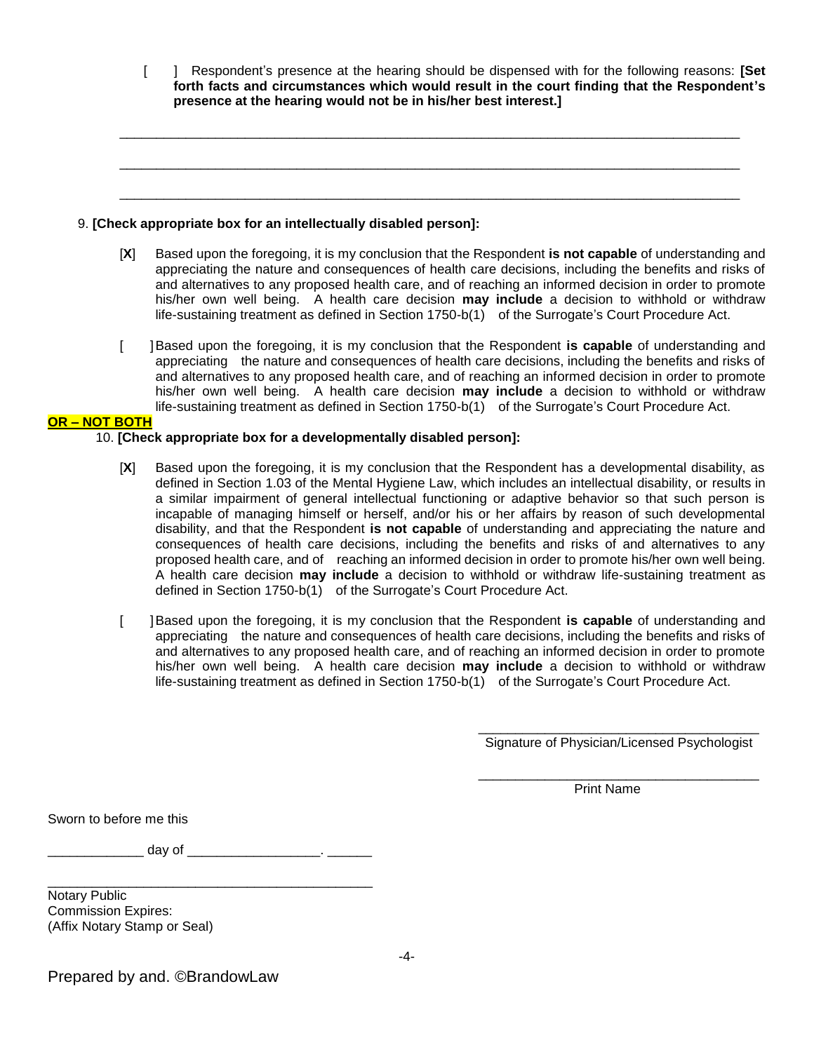[ ] Respondent's presence at the hearing should be dispensed with for the following reasons: **[Set forth facts and circumstances which would result in the court finding that the Respondent's presence at the hearing would not be in his/her best interest.]**

_______________________________________________________________________________

_______________________________________________________________________________

_______________________________________________________________________________

9. **[Check appropriate box for an intellectually disabled person]:**

[**X**] Based upon the foregoing, it is my conclusion that the Respondent **is not capable** of understanding and appreciating the nature and consequences of health care decisions, including the benefits and risks of and alternatives to any proposed health care, and of reaching an informed decision in order to promote his/her own well being. A health care decision **may include** a decision to withhold or withdraw life-sustaining treatment as defined in Section 1750-b(1) of the Surrogate's Court Procedure Act.

[ ] Based upon the foregoing, it is my conclusion that the Respondent **is capable** of understanding and appreciating the nature and consequences of health care decisions, including the benefits and risks of and alternatives to any proposed health care, and of reaching an informed decision in order to promote his/her own well being. A health care decision **may include** a decision to withhold or withdraw life-sustaining treatment as defined in Section 1750-b(1) of the Surrogate's Court Procedure Act.

**OR – NOT BOTH**

10. **[Check appropriate box for a developmentally disabled person]:**

[**X**] Based upon the foregoing, it is my conclusion that the Respondent has a developmental disability, as defined in Section 1.03 of the Mental Hygiene Law, which includes an intellectual disability, or results in a similar impairment of general intellectual functioning or adaptive behavior so that such person is incapable of managing himself or herself, and/or his or her affairs by reason of such developmental disability, and that the Respondent **is not capable** of understanding and appreciating the nature and consequences of health care decisions, including the benefits and risks of and alternatives to any proposed health care, and of reaching an informed decision in order to promote his/her own well being. A health care decision **may include** a decision to withhold or withdraw life-sustaining treatment as defined in Section 1750-b(1) of the Surrogate's Court Procedure Act.

[ ] Based upon the foregoing, it is my conclusion that the Respondent **is capable** of understanding and appreciating the nature and consequences of health care decisions, including the benefits and risks of and alternatives to any proposed health care, and of reaching an informed decision in order to promote his/her own well being. A health care decision **may include** a decision to withhold or withdraw life-sustaining treatment as defined in Section 1750-b(1) of the Surrogate's Court Procedure Act.

_____________________________________
Signature of Physician/Licensed Psychologist

_____________________________________
Print Name

Sworn to before me this

_____________ day of __________________. ______

_____________________________________________
Notary Public
Commission Expires:
(Affix Notary Stamp or Seal)

Prepared by and. ©BrandowLaw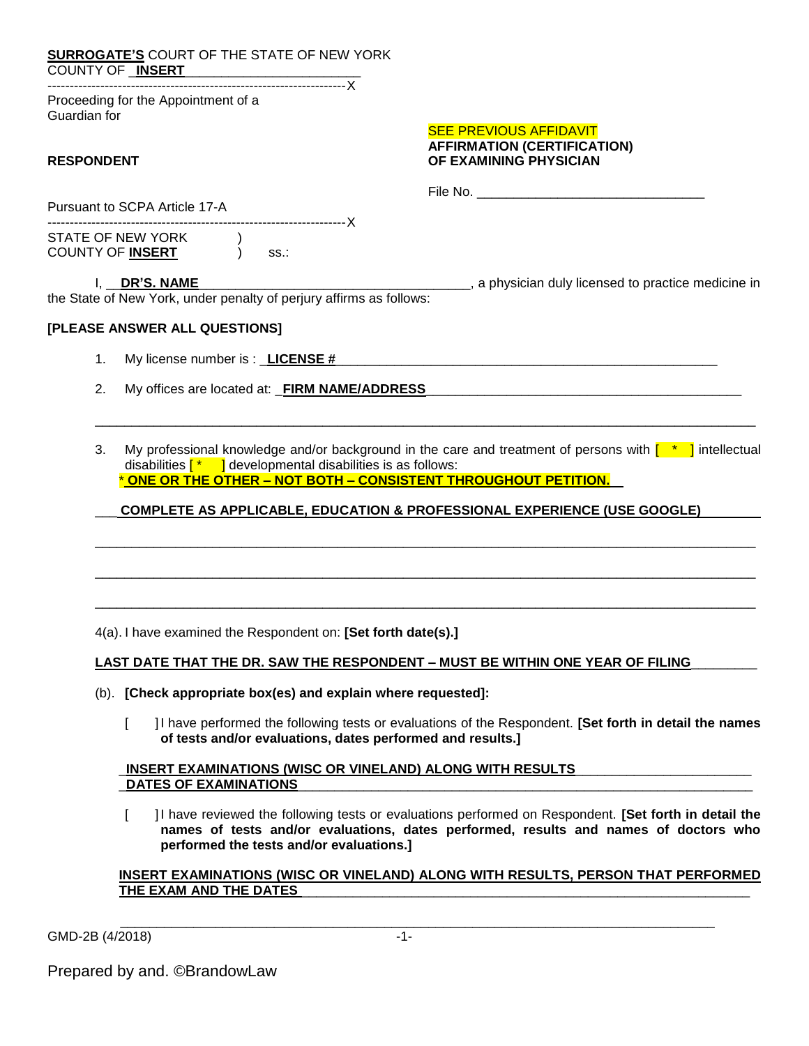**SURROGATE'S** COURT OF THE STATE OF NEW YORK
COUNTY OF **INSERT** ________________________

-------------------------------------------------------------------X

Proceeding for the Appointment of a Guardian for

**RESPONDENT**

Pursuant to SCPA Article 17-A

-------------------------------------------------------------------X

SEE PREVIOUS AFFIDAVIT

**AFFIRMATION (CERTIFICATION) OF EXAMINING PHYSICIAN**

File No. ______________________________

STATE OF NEW YORK )
COUNTY OF **INSERT** ) ss.:

I, **DR'S. NAME** ____________________________________, a physician duly licensed to practice medicine in the State of New York, under penalty of perjury affirms as follows:

**[PLEASE ANSWER ALL QUESTIONS]**

1. My license number is : **LICENSE #** ______________________________________________________

2. My offices are located at: **FIRM NAME/ADDRESS** ____________________________________________

_____________________________________________________________________________________

3. My professional knowledge and/or background in the care and treatment of persons with [ * ] intellectual disabilities [ * ] developmental disabilities is as follows:
   * **ONE OR THE OTHER – NOT BOTH – CONSISTENT THROUGHOUT PETITION.**

   **COMPLETE AS APPLICABLE, EDUCATION & PROFESSIONAL EXPERIENCE (USE GOOGLE)**

   _____________________________________________________________________________________

   _____________________________________________________________________________________

   _____________________________________________________________________________________

4(a). I have examined the Respondent on: **[Set forth date(s).]**

**LAST DATE THAT THE DR. SAW THE RESPONDENT – MUST BE WITHIN ONE YEAR OF FILING** ________

(b). **[Check appropriate box(es) and explain where requested]:**

[ ] I have performed the following tests or evaluations of the Respondent. **[Set forth in detail the names of tests and/or evaluations, dates performed and results.]**

**INSERT EXAMINATIONS (WISC OR VINELAND) ALONG WITH RESULTS**
**DATES OF EXAMINATIONS**

[ ] I have reviewed the following tests or evaluations performed on Respondent. **[Set forth in detail the names of tests and/or evaluations, dates performed, results and names of doctors who performed the tests and/or evaluations.]**

**INSERT EXAMINATIONS (WISC OR VINELAND) ALONG WITH RESULTS, PERSON THAT PERFORMED THE EXAM AND THE DATES**

_____________________________________________________________________________________

GMD-2B (4/2018)

Prepared by and. ©BrandowLaw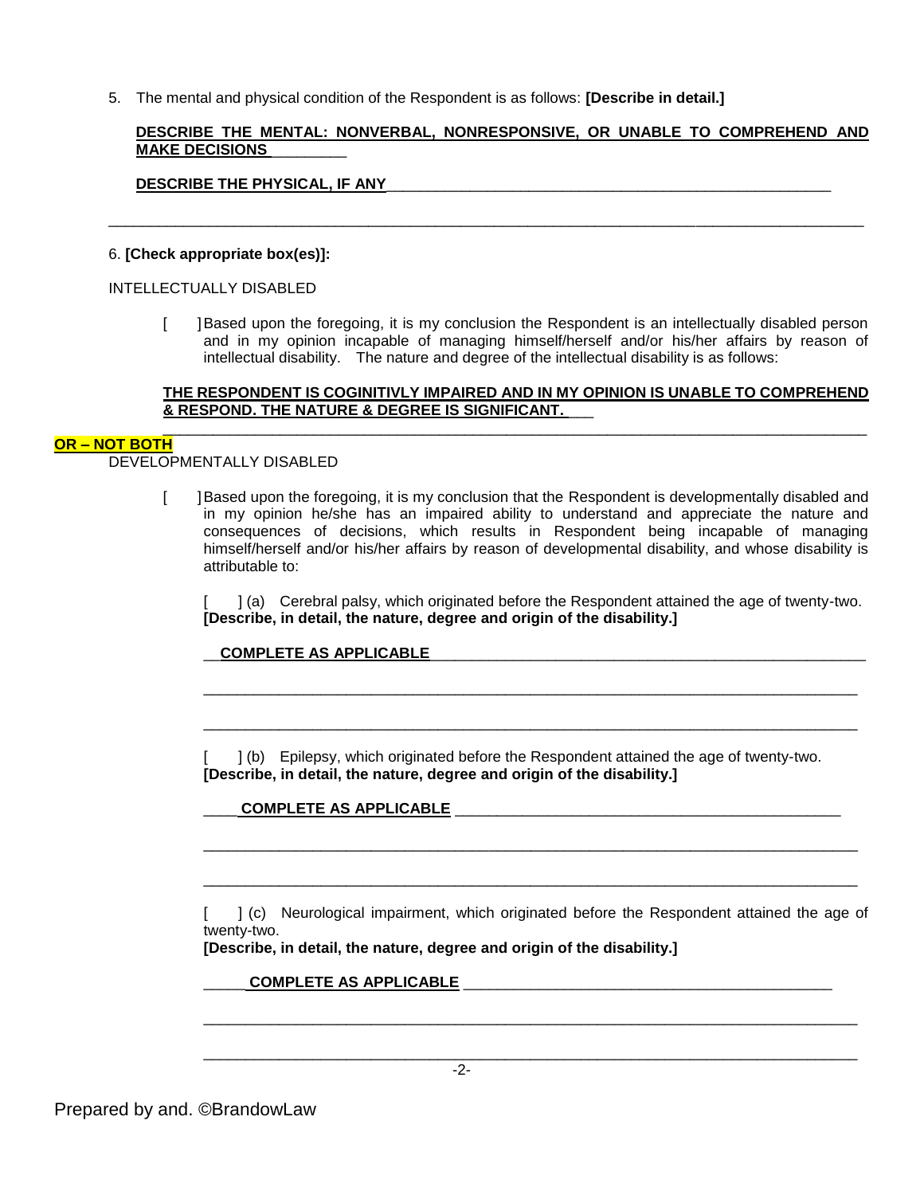5. The mental and physical condition of the Respondent is as follows: **[Describe in detail.]**

**DESCRIBE THE MENTAL: NONVERBAL, NONRESPONSIVE, OR UNABLE TO COMPREHEND AND MAKE DECISIONS**_________

**DESCRIBE THE PHYSICAL, IF ANY**_______________________________________________________

_____________________________________________________________________________________

6. **[Check appropriate box(es)]:**

INTELLECTUALLY DISABLED

[ ] Based upon the foregoing, it is my conclusion the Respondent is an intellectually disabled person and in my opinion incapable of managing himself/herself and/or his/her affairs by reason of intellectual disability. The nature and degree of the intellectual disability is as follows:

**THE RESPONDENT IS COGINITIVLY IMPAIRED AND IN MY OPINION IS UNABLE TO COMPREHEND & RESPOND. THE NATURE & DEGREE IS SIGNIFICANT.**___

_____________________________________________________________________________________

**OR – NOT BOTH**

DEVELOPMENTALLY DISABLED

[ ] Based upon the foregoing, it is my conclusion that the Respondent is developmentally disabled and in my opinion he/she has an impaired ability to understand and appreciate the nature and consequences of decisions, which results in Respondent being incapable of managing himself/herself and/or his/her affairs by reason of developmental disability, and whose disability is attributable to:

[ ] (a) Cerebral palsy, which originated before the Respondent attained the age of twenty-two. **[Describe, in detail, the nature, degree and origin of the disability.]**

__**COMPLETE AS APPLICABLE**_____________________________________________________

_____________________________________________________________________________

_____________________________________________________________________________

[ ] (b) Epilepsy, which originated before the Respondent attained the age of twenty-two. **[Describe, in detail, the nature, degree and origin of the disability.]**

____**COMPLETE AS APPLICABLE** _______________________________________________

_____________________________________________________________________________

_____________________________________________________________________________

[ ] (c) Neurological impairment, which originated before the Respondent attained the age of twenty-two.
**[Describe, in detail, the nature, degree and origin of the disability.]**

_____**COMPLETE AS APPLICABLE** ____________________________________________

_____________________________________________________________________________

_____________________________________________________________________________

Prepared by and. ©BrandowLaw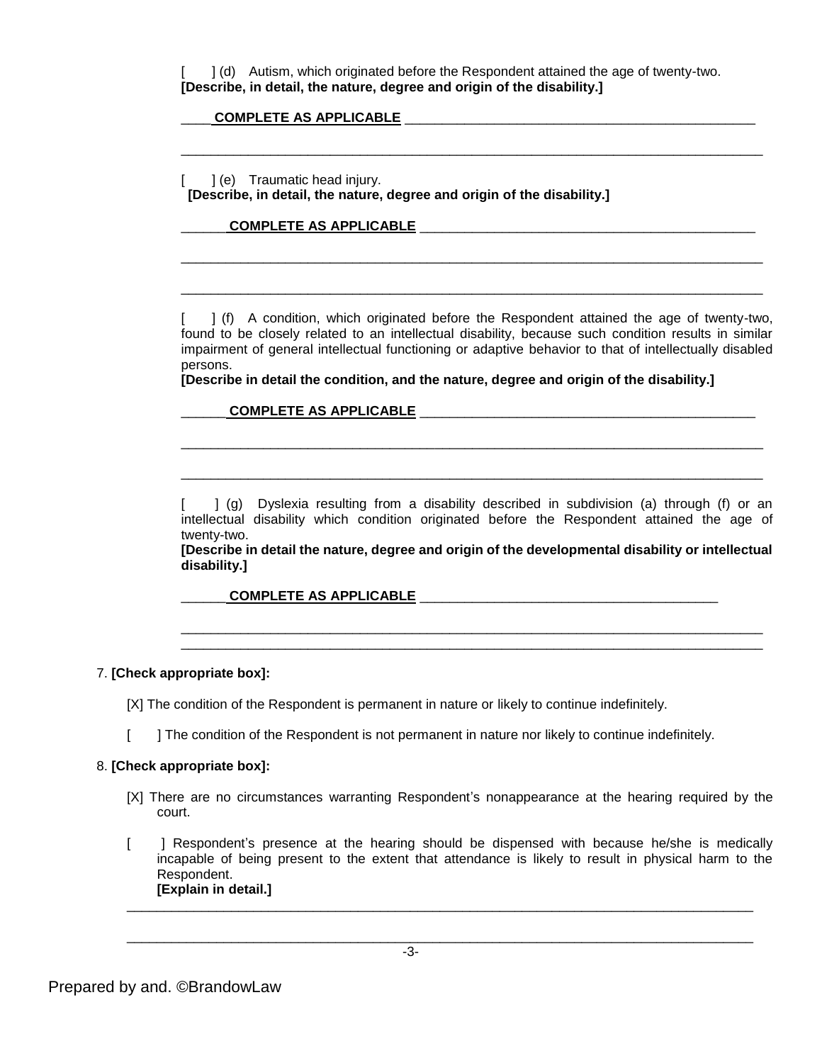[ ] (d) Autism, which originated before the Respondent attained the age of twenty-two.
**[Describe, in detail, the nature, degree and origin of the disability.]**

____**COMPLETE AS APPLICABLE** ________________________________________________

________________________________________________________________________________

[ ] (e) Traumatic head injury.
**[Describe, in detail, the nature, degree and origin of the disability.]**

______**COMPLETE AS APPLICABLE** ______________________________________________

________________________________________________________________________________

________________________________________________________________________________

[ ] (f) A condition, which originated before the Respondent attained the age of twenty-two, found to be closely related to an intellectual disability, because such condition results in similar impairment of general intellectual functioning or adaptive behavior to that of intellectually disabled persons.
**[Describe in detail the condition, and the nature, degree and origin of the disability.]**

______**COMPLETE AS APPLICABLE** ______________________________________________

________________________________________________________________________________

________________________________________________________________________________

[ ] (g) Dyslexia resulting from a disability described in subdivision (a) through (f) or an intellectual disability which condition originated before the Respondent attained the age of twenty-two.
**[Describe in detail the nature, degree and origin of the developmental disability or intellectual disability.]**

______**COMPLETE AS APPLICABLE** ______________________________________

________________________________________________________________________________

________________________________________________________________________________

7. **[Check appropriate box]:**

[X] The condition of the Respondent is permanent in nature or likely to continue indefinitely.

[ ] The condition of the Respondent is not permanent in nature nor likely to continue indefinitely.

8. **[Check appropriate box]:**

[X] There are no circumstances warranting Respondent's nonappearance at the hearing required by the court.

[ ] Respondent's presence at the hearing should be dispensed with because he/she is medically incapable of being present to the extent that attendance is likely to result in physical harm to the Respondent.
**[Explain in detail.]**

________________________________________________________________________________

________________________________________________________________________________

Prepared by and. ©BrandowLaw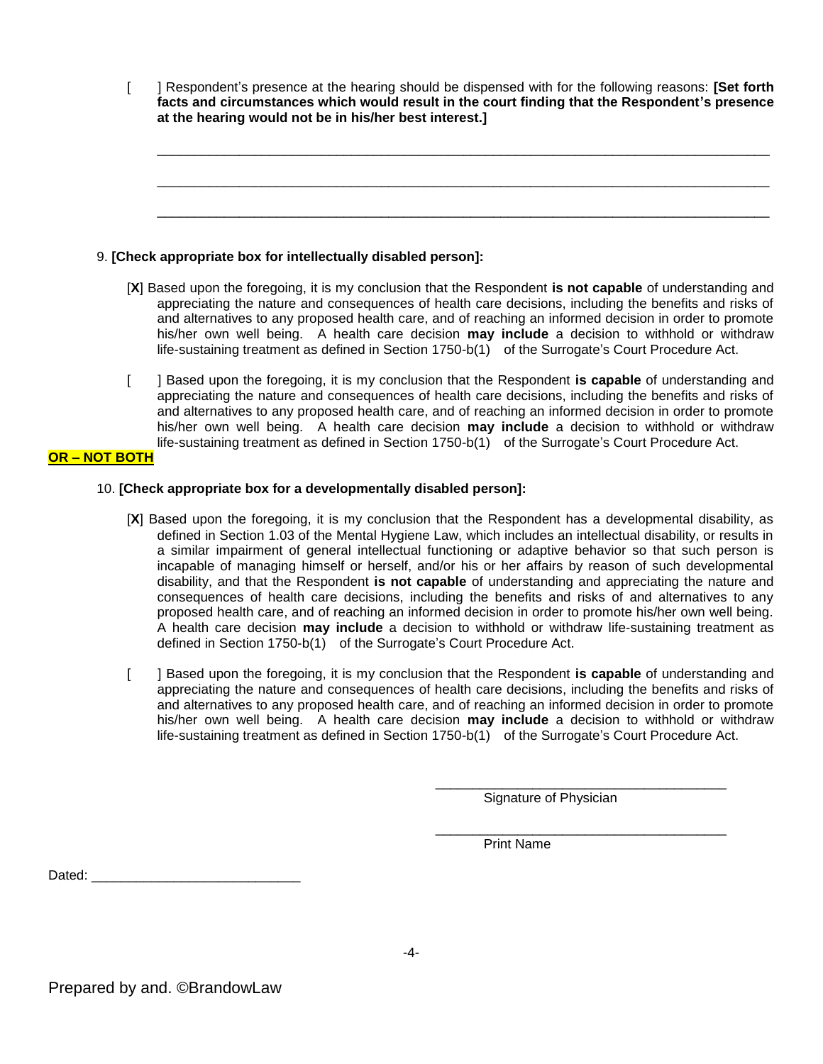[ ] Respondent's presence at the hearing should be dispensed with for the following reasons: **[Set forth facts and circumstances which would result in the court finding that the Respondent's presence at the hearing would not be in his/her best interest.]**

_______________________________________________________________________________

_______________________________________________________________________________

_______________________________________________________________________________

9. **[Check appropriate box for intellectually disabled person]:**

[X] Based upon the foregoing, it is my conclusion that the Respondent **is not capable** of understanding and appreciating the nature and consequences of health care decisions, including the benefits and risks of and alternatives to any proposed health care, and of reaching an informed decision in order to promote his/her own well being. A health care decision **may include** a decision to withhold or withdraw life-sustaining treatment as defined in Section 1750-b(1) of the Surrogate's Court Procedure Act.

[ ] Based upon the foregoing, it is my conclusion that the Respondent **is capable** of understanding and appreciating the nature and consequences of health care decisions, including the benefits and risks of and alternatives to any proposed health care, and of reaching an informed decision in order to promote his/her own well being. A health care decision **may include** a decision to withhold or withdraw life-sustaining treatment as defined in Section 1750-b(1) of the Surrogate's Court Procedure Act.

**OR – NOT BOTH**

10. **[Check appropriate box for a developmentally disabled person]:**

[X] Based upon the foregoing, it is my conclusion that the Respondent has a developmental disability, as defined in Section 1.03 of the Mental Hygiene Law, which includes an intellectual disability, or results in a similar impairment of general intellectual functioning or adaptive behavior so that such person is incapable of managing himself or herself, and/or his or her affairs by reason of such developmental disability, and that the Respondent **is not capable** of understanding and appreciating the nature and consequences of health care decisions, including the benefits and risks of and alternatives to any proposed health care, and of reaching an informed decision in order to promote his/her own well being. A health care decision **may include** a decision to withhold or withdraw life-sustaining treatment as defined in Section 1750-b(1) of the Surrogate's Court Procedure Act.

[ ] Based upon the foregoing, it is my conclusion that the Respondent **is capable** of understanding and appreciating the nature and consequences of health care decisions, including the benefits and risks of and alternatives to any proposed health care, and of reaching an informed decision in order to promote his/her own well being. A health care decision **may include** a decision to withhold or withdraw life-sustaining treatment as defined in Section 1750-b(1) of the Surrogate's Court Procedure Act.

_______________________________________
Signature of Physician

_______________________________________
Print Name

Dated: ___________________________

Prepared by and. ©BrandowLaw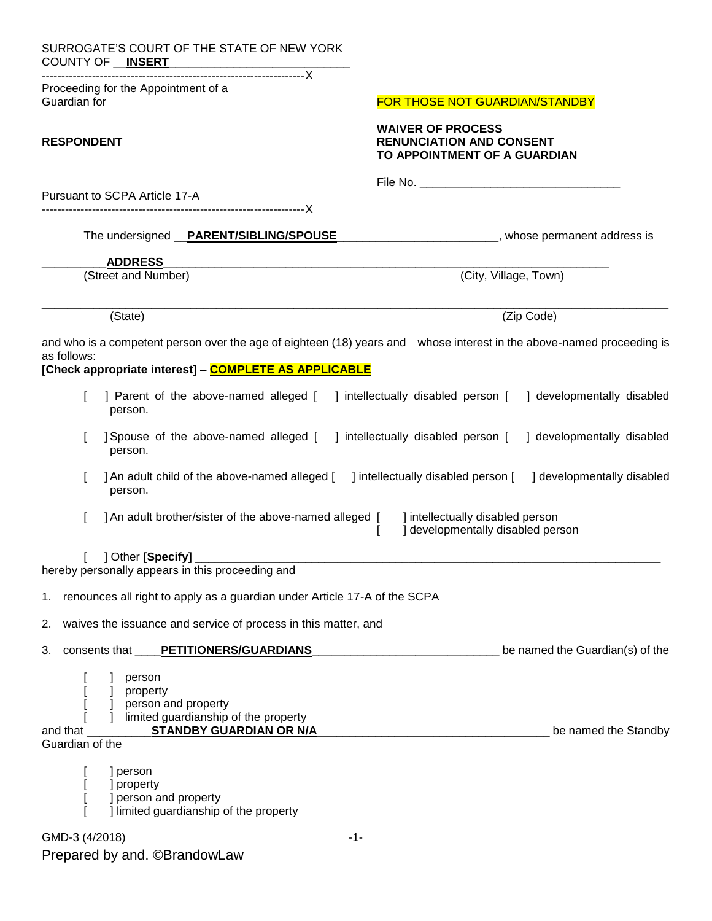SURROGATE'S COURT OF THE STATE OF NEW YORK
COUNTY OF __**INSERT**__________________________

---------------------------------------------------------------------X

Proceeding for the Appointment of a Guardian for

**RESPONDENT**

Pursuant to SCPA Article 17-A

---------------------------------------------------------------------X

FOR THOSE NOT GUARDIAN/STANDBY

**WAIVER OF PROCESS**
**RENUNCIATION AND CONSENT**
**TO APPOINTMENT OF A GUARDIAN**

File No. ______________________________

The undersigned __**PARENT/SIBLING/SPOUSE**________________________, whose permanent address is

__________**ADDRESS**______________________________________________________________
(Street and Number) (City, Village, Town)

______________________________________________________________________________
(State) (Zip Code)

and who is a competent person over the age of eighteen (18) years and whose interest in the above-named proceeding is as follows:

**[Check appropriate interest] – COMPLETE AS APPLICABLE**

[ ] Parent of the above-named alleged [ ] intellectually disabled person [ ] developmentally disabled person.

[ ] Spouse of the above-named alleged [ ] intellectually disabled person [ ] developmentally disabled person.

[ ] An adult child of the above-named alleged [ ] intellectually disabled person [ ] developmentally disabled person.

[ ] An adult brother/sister of the above-named alleged [ ] intellectually disabled person
[ ] developmentally disabled person

[ ] Other **[Specify]** ______________________________________________________________

hereby personally appears in this proceeding and

1. renounces all right to apply as a guardian under Article 17-A of the SCPA
2. waives the issuance and service of process in this matter, and
3. consents that ____**PETITIONERS/GUARDIANS**_____________________________ be named the Guardian(s) of the

   [ ] person
   [ ] property
   [ ] person and property
   [ ] limited guardianship of the property

and that __________**STANDBY GUARDIAN OR N/A**____________________________________ be named the Standby Guardian of the

   [ ] person
   [ ] property
   [ ] person and property
   [ ] limited guardianship of the property

GMD-3 (4/2018)

Prepared by and. ©BrandowLaw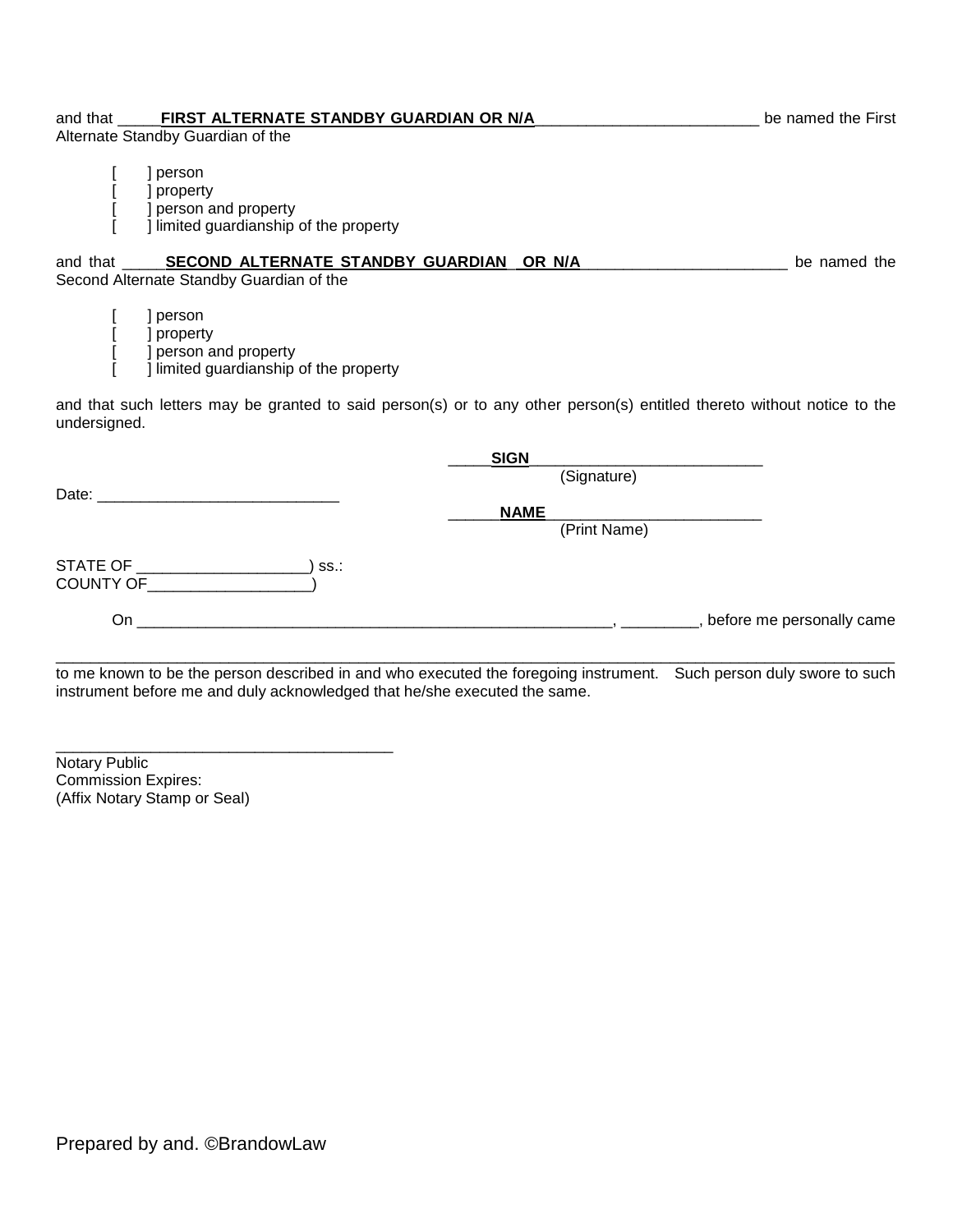and that _____**FIRST ALTERNATE STANDBY GUARDIAN OR N/A**__________________________ be named the First Alternate Standby Guardian of the

[ ] person
[ ] property
[ ] person and property
[ ] limited guardianship of the property

and that _____**SECOND ALTERNATE STANDBY GUARDIAN OR N/A**________________________ be named the Second Alternate Standby Guardian of the

[ ] person
[ ] property
[ ] person and property
[ ] limited guardianship of the property

and that such letters may be granted to said person(s) or to any other person(s) entitled thereto without notice to the undersigned.

_____**SIGN**___________________________
(Signature)

Date: ____________________________

______**NAME**_________________________
(Print Name)

STATE OF ___________________) ss.:
COUNTY OF__________________)

On ________________________________________________________, _________, before me personally came

__________________________________________________________________________________________
to me known to be the person described in and who executed the foregoing instrument. Such person duly swore to such instrument before me and duly acknowledged that he/she executed the same.

_______________________________________
Notary Public
Commission Expires:
(Affix Notary Stamp or Seal)

Prepared by and. ©BrandowLaw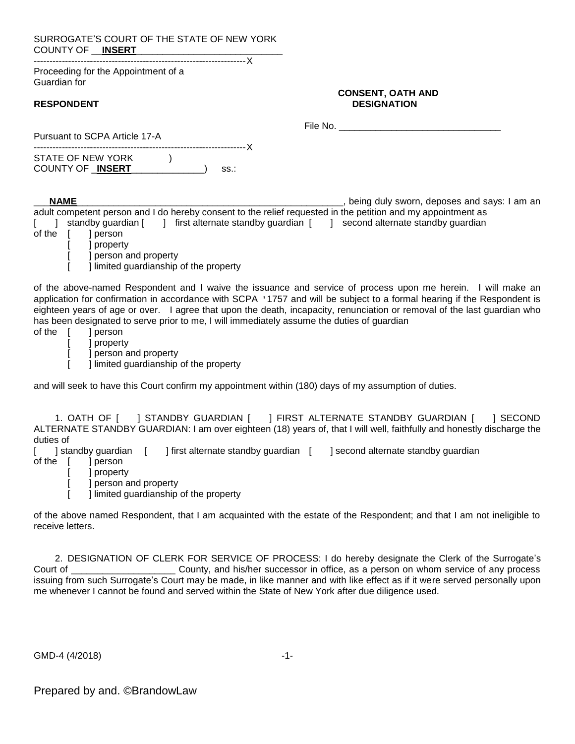SURROGATE'S COURT OF THE STATE OF NEW YORK
COUNTY OF __**INSERT**___________________________

-------------------------------------------------------------------X

Proceeding for the Appointment of a Guardian for

**RESPONDENT**

**CONSENT, OATH AND DESIGNATION**

File No. _______________________________

Pursuant to SCPA Article 17-A

-------------------------------------------------------------------X

STATE OF NEW YORK )
COUNTY OF _**INSERT**______________) ss.:

___**NAME**_________________________________________________, being duly sworn, deposes and says: I am an adult competent person and I do hereby consent to the relief requested in the petition and my appointment as
[ ] standby guardian [ ] first alternate standby guardian [ ] second alternate standby guardian
of the [ ] person
[ ] property
[ ] person and property
[ ] limited guardianship of the property

of the above-named Respondent and I waive the issuance and service of process upon me herein. I will make an application for confirmation in accordance with SCPA '1757 and will be subject to a formal hearing if the Respondent is eighteen years of age or over. I agree that upon the death, incapacity, renunciation or removal of the last guardian who has been designated to serve prior to me, I will immediately assume the duties of guardian
of the [ ] person
[ ] property
[ ] person and property
[ ] limited guardianship of the property

and will seek to have this Court confirm my appointment within (180) days of my assumption of duties.

1. OATH OF [ ] STANDBY GUARDIAN [ ] FIRST ALTERNATE STANDBY GUARDIAN [ ] SECOND ALTERNATE STANDBY GUARDIAN: I am over eighteen (18) years of, that I will well, faithfully and honestly discharge the duties of
[ ] standby guardian [ ] first alternate standby guardian [ ] second alternate standby guardian
of the [ ] person
[ ] property
[ ] person and property
[ ] limited guardianship of the property

of the above named Respondent, that I am acquainted with the estate of the Respondent; and that I am not ineligible to receive letters.

2. DESIGNATION OF CLERK FOR SERVICE OF PROCESS: I do hereby designate the Clerk of the Surrogate's Court of ____________________ County, and his/her successor in office, as a person on whom service of any process issuing from such Surrogate's Court may be made, in like manner and with like effect as if it were served personally upon me whenever I cannot be found and served within the State of New York after due diligence used.

GMD-4 (4/2018)

Prepared by and. ©BrandowLaw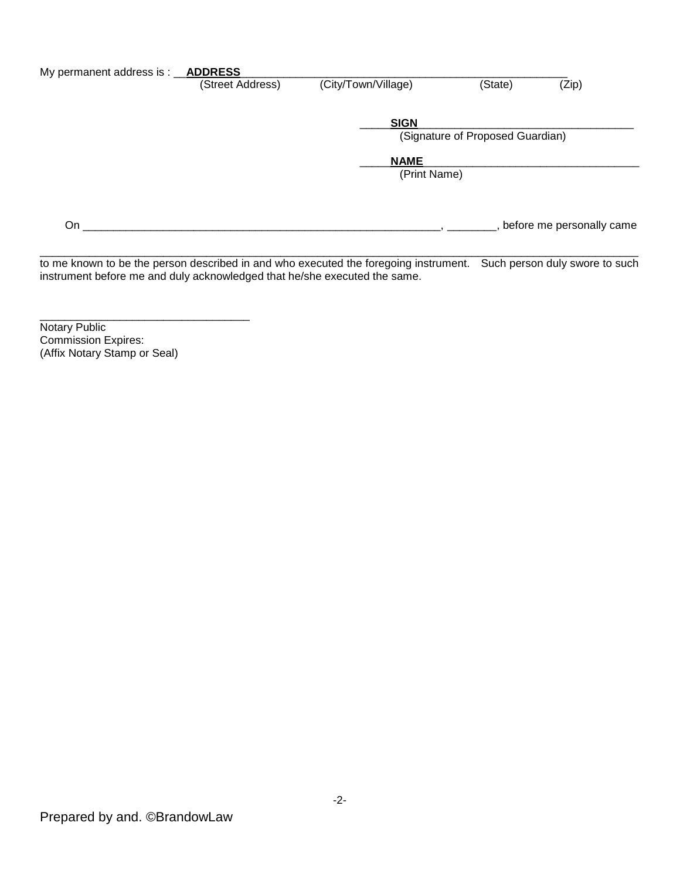My permanent address is : __**ADDRESS**_______________________________________________________

(Street Address) (City/Town/Village) (State) (Zip)

_____**SIGN**____________________________________

(Signature of Proposed Guardian)

_____**NAME**____________________________________

(Print Name)

On _______________________________________________________________, ________, before me personally came

_______________________________________________________________________________________________

to me known to be the person described in and who executed the foregoing instrument. Such person duly swore to such instrument before me and duly acknowledged that he/she executed the same.

___________________________________

Notary Public
Commission Expires:
(Affix Notary Stamp or Seal)

Prepared by and. ©BrandowLaw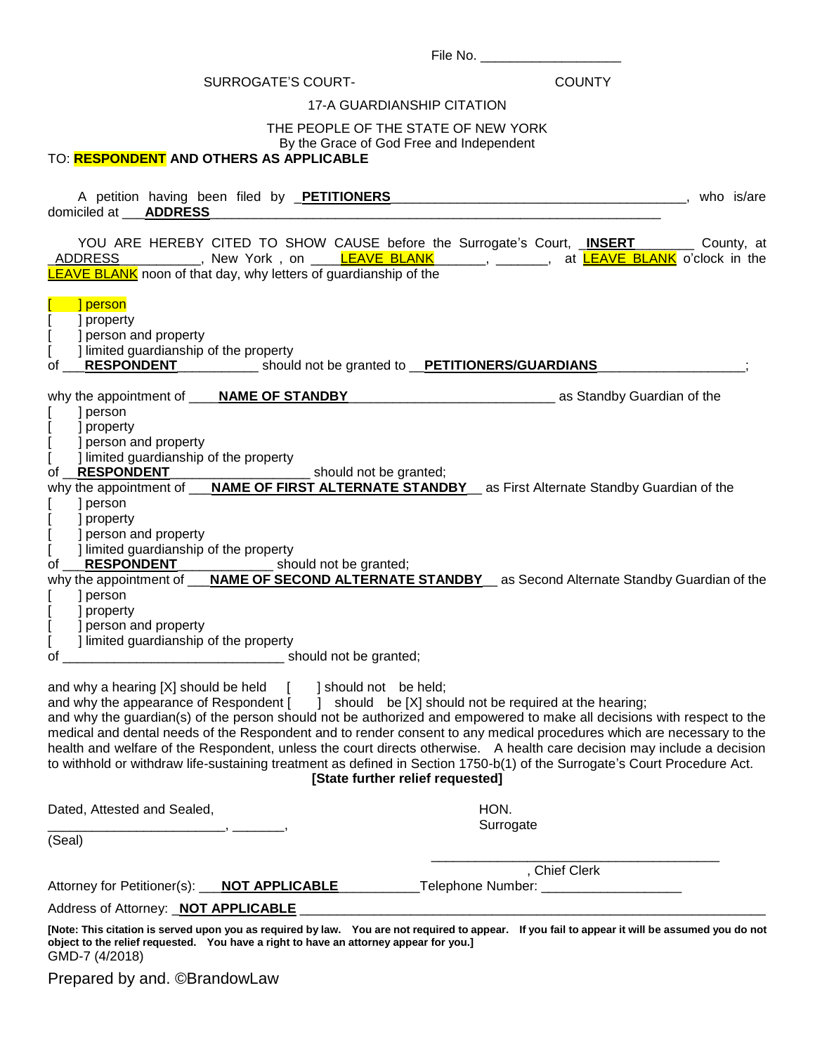File No. ___________________

SURROGATE'S COURT- COUNTY

17-A GUARDIANSHIP CITATION

THE PEOPLE OF THE STATE OF NEW YORK
By the Grace of God Free and Independent

TO: **RESPONDENT AND OTHERS AS APPLICABLE**

A petition having been filed by _**PETITIONERS**________________________________________, who is/are domiciled at ___**ADDRESS**_____________________________________________________________

YOU ARE HEREBY CITED TO SHOW CAUSE before the Surrogate's Court, _**INSERT**________ County, at _ADDRESS___________, New York , on ____LEAVE BLANK_______, _______, at LEAVE BLANK o'clock in the LEAVE BLANK noon of that day, why letters of guardianship of the

[ ] person
[ ] property
[ ] person and property
[ ] limited guardianship of the property
of ___**RESPONDENT**___________ should not be granted to __**PETITIONERS/GUARDIANS**____________________;

why the appointment of ____**NAME OF STANDBY**____________________________ as Standby Guardian of the
[ ] person
[ ] property
[ ] person and property
[ ] limited guardianship of the property
of __**RESPONDENT**___________________ should not be granted;
why the appointment of ___**NAME OF FIRST ALTERNATE STANDBY**__ as First Alternate Standby Guardian of the
[ ] person
[ ] property
[ ] person and property
[ ] limited guardianship of the property
of ___**RESPONDENT**_____________ should not be granted;
why the appointment of ___**NAME OF SECOND ALTERNATE STANDBY**__ as Second Alternate Standby Guardian of the
[ ] person
[ ] property
[ ] person and property
[ ] limited guardianship of the property
of ______________________________ should not be granted;

and why a hearing [X] should be held [ ] should not be held;
and why the appearance of Respondent [ ] should be [X] should not be required at the hearing;
and why the guardian(s) of the person should not be authorized and empowered to make all decisions with respect to the medical and dental needs of the Respondent and to render consent to any medical procedures which are necessary to the health and welfare of the Respondent, unless the court directs otherwise. A health care decision may include a decision to withhold or withdraw life-sustaining treatment as defined in Section 1750-b(1) of the Surrogate's Court Procedure Act.

**[State further relief requested]**

Dated, Attested and Sealed,
________________________, _______,
(Seal)

HON.
Surrogate

________________________________________
, Chief Clerk

Attorney for Petitioner(s): ___**NOT APPLICABLE**___________Telephone Number: __________________

Address of Attorney: _**NOT APPLICABLE** ______________________________________________________________

**[Note: This citation is served upon you as required by law. You are not required to appear. If you fail to appear it will be assumed you do not object to the relief requested. You have a right to have an attorney appear for you.]**

GMD-7 (4/2018)

Prepared by and. ©BrandowLaw